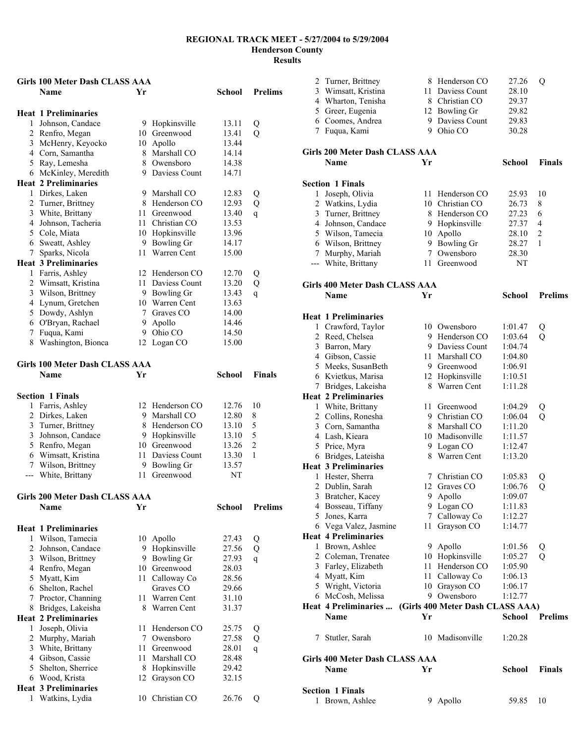# REGIONAL TRACK MEET - 5/27/2004 to 5/29/2004
## Henderson County
## Results

### Girls 100 Meter Dash CLASS AAA

| | Name | Yr | School | Prelims | |
|---|---|---|---|---|---|
| **Heat 1 Preliminaries** | | | | | |
| 1 | Johnson, Candace | 9 | Hopkinsville | 13.11 | Q |
| 2 | Renfro, Megan | 10 | Greenwood | 13.41 | Q |
| 3 | McHenry, Keyocko | 10 | Apollo | 13.44 | |
| 4 | Corn, Samantha | 8 | Marshall CO | 14.14 | |
| 5 | Ray, Lemesha | 8 | Owensboro | 14.38 | |
| 6 | McKinley, Meredith | 9 | Daviess Count | 14.71 | |
| **Heat 2 Preliminaries** | | | | | |
| 1 | Dirkes, Laken | 9 | Marshall CO | 12.83 | Q |
| 2 | Turner, Brittney | 8 | Henderson CO | 12.93 | Q |
| 3 | White, Brittany | 11 | Greenwood | 13.40 | q |
| 4 | Johnson, Tacheria | 11 | Christian CO | 13.53 | |
| 5 | Cole, Miata | 10 | Hopkinsville | 13.96 | |
| 6 | Sweatt, Ashley | 9 | Bowling Gr | 14.17 | |
| 7 | Sparks, Nicola | 11 | Warren Cent | 15.00 | |
| **Heat 3 Preliminaries** | | | | | |
| 1 | Farris, Ashley | 12 | Henderson CO | 12.70 | Q |
| 2 | Wimsatt, Kristina | 11 | Daviess Count | 13.20 | Q |
| 3 | Wilson, Brittney | 9 | Bowling Gr | 13.43 | q |
| 4 | Lynum, Gretchen | 10 | Warren Cent | 13.63 | |
| 5 | Dowdy, Ashlyn | 7 | Graves CO | 14.00 | |
| 6 | O'Bryan, Rachael | 9 | Apollo | 14.46 | |
| 7 | Fuqua, Kami | 9 | Ohio CO | 14.50 | |
| 8 | Washington, Bionca | 12 | Logan CO | 15.00 | |

### Girls 100 Meter Dash CLASS AAA

| | Name | Yr | School | Finals | |
|---|---|---|---|---|---|
| **Section 1 Finals** | | | | | |
| 1 | Farris, Ashley | 12 | Henderson CO | 12.76 | 10 |
| 2 | Dirkes, Laken | 9 | Marshall CO | 12.80 | 8 |
| 3 | Turner, Brittney | 8 | Henderson CO | 13.10 | 5 |
| 3 | Johnson, Candace | 9 | Hopkinsville | 13.10 | 5 |
| 5 | Renfro, Megan | 10 | Greenwood | 13.26 | 2 |
| 6 | Wimsatt, Kristina | 11 | Daviess Count | 13.30 | 1 |
| 7 | Wilson, Brittney | 9 | Bowling Gr | 13.57 | |
| --- | White, Brittany | 11 | Greenwood | NT | |

### Girls 200 Meter Dash CLASS AAA

| | Name | Yr | School | Prelims | |
|---|---|---|---|---|---|
| **Heat 1 Preliminaries** | | | | | |
| 1 | Wilson, Tamecia | 10 | Apollo | 27.43 | Q |
| 2 | Johnson, Candace | 9 | Hopkinsville | 27.56 | Q |
| 3 | Wilson, Brittney | 9 | Bowling Gr | 27.93 | q |
| 4 | Renfro, Megan | 10 | Greenwood | 28.03 | |
| 5 | Myatt, Kim | 11 | Calloway Co | 28.56 | |
| 6 | Shelton, Rachel | | Graves CO | 29.66 | |
| 7 | Proctor, Channing | 11 | Warren Cent | 31.10 | |
| 8 | Bridges, Lakeisha | 8 | Warren Cent | 31.37 | |
| **Heat 2 Preliminaries** | | | | | |
| 1 | Joseph, Olivia | 11 | Henderson CO | 25.75 | Q |
| 2 | Murphy, Mariah | 7 | Owensboro | 27.58 | Q |
| 3 | White, Brittany | 11 | Greenwood | 28.01 | q |
| 4 | Gibson, Cassie | 11 | Marshall CO | 28.48 | |
| 5 | Shelton, Sherrice | 8 | Hopkinsville | 29.42 | |
| 6 | Wood, Krista | 12 | Grayson CO | 32.15 | |
| **Heat 3 Preliminaries** | | | | | |
| 1 | Watkins, Lydia | 10 | Christian CO | 26.76 | Q |
| 2 | Turner, Brittney | 8 | Henderson CO | 27.26 | Q |
| 3 | Wimsatt, Kristina | 11 | Daviess Count | 28.10 | |
| 4 | Wharton, Tenisha | 8 | Christian CO | 29.37 | |
| 5 | Greer, Eugenia | 12 | Bowling Gr | 29.82 | |
| 6 | Coomes, Andrea | 9 | Daviess Count | 29.83 | |
| 7 | Fuqua, Kami | 9 | Ohio CO | 30.28 | |

### Girls 200 Meter Dash CLASS AAA

| | Name | Yr | School | Finals | |
|---|---|---|---|---|---|
| **Section 1 Finals** | | | | | |
| 1 | Joseph, Olivia | 11 | Henderson CO | 25.93 | 10 |
| 2 | Watkins, Lydia | 10 | Christian CO | 26.73 | 8 |
| 3 | Turner, Brittney | 8 | Henderson CO | 27.23 | 6 |
| 4 | Johnson, Candace | 9 | Hopkinsville | 27.37 | 4 |
| 5 | Wilson, Tamecia | 10 | Apollo | 28.10 | 2 |
| 6 | Wilson, Brittney | 9 | Bowling Gr | 28.27 | 1 |
| 7 | Murphy, Mariah | 7 | Owensboro | 28.30 | |
| --- | White, Brittany | 11 | Greenwood | NT | |

### Girls 400 Meter Dash CLASS AAA

| | Name | Yr | School | Prelims | |
|---|---|---|---|---|---|
| **Heat 1 Preliminaries** | | | | | |
| 1 | Crawford, Taylor | 10 | Owensboro | 1:01.47 | Q |
| 2 | Reed, Chelsea | 9 | Henderson CO | 1:03.64 | Q |
| 3 | Barron, Mary | 9 | Daviess Count | 1:04.74 | |
| 4 | Gibson, Cassie | 11 | Marshall CO | 1:04.80 | |
| 5 | Meeks, SusanBeth | 9 | Greenwood | 1:06.91 | |
| 6 | Kvietkus, Marisa | 12 | Hopkinsville | 1:10.51 | |
| 7 | Bridges, Lakeisha | 8 | Warren Cent | 1:11.28 | |
| **Heat 2 Preliminaries** | | | | | |
| 1 | White, Brittany | 11 | Greenwood | 1:04.29 | Q |
| 2 | Collins, Ronesha | 9 | Christian CO | 1:06.04 | Q |
| 3 | Corn, Samantha | 8 | Marshall CO | 1:11.20 | |
| 4 | Lash, Kieara | 10 | Madisonville | 1:11.57 | |
| 5 | Price, Myra | 9 | Logan CO | 1:12.47 | |
| 6 | Bridges, Lateisha | 8 | Warren Cent | 1:13.20 | |
| **Heat 3 Preliminaries** | | | | | |
| 1 | Hester, Sherra | 7 | Christian CO | 1:05.83 | Q |
| 2 | Dublin, Sarah | 12 | Graves CO | 1:06.76 | Q |
| 3 | Bratcher, Kacey | 9 | Apollo | 1:09.07 | |
| 4 | Bosseau, Tiffany | 9 | Logan CO | 1:11.83 | |
| 5 | Jones, Karra | 7 | Calloway Co | 1:12.27 | |
| 6 | Vega Valez, Jasmine | 11 | Grayson CO | 1:14.77 | |
| **Heat 4 Preliminaries** | | | | | |
| 1 | Brown, Ashlee | 9 | Apollo | 1:01.56 | Q |
| 2 | Coleman, Trenatee | 10 | Hopkinsville | 1:05.27 | Q |
| 3 | Farley, Elizabeth | 11 | Henderson CO | 1:05.90 | |
| 4 | Myatt, Kim | 11 | Calloway Co | 1:06.13 | |
| 5 | Wright, Victoria | 10 | Grayson CO | 1:06.17 | |
| 6 | McCosh, Melissa | 9 | Owensboro | 1:12.77 | |
| 7 | Stutler, Sarah | 10 | Madisonville | 1:20.28 | |

### Girls 400 Meter Dash CLASS AAA

| | Name | Yr | School | Finals | |
|---|---|---|---|---|---|
| **Section 1 Finals** | | | | | |
| 1 | Brown, Ashlee | 9 | Apollo | 59.85 | 10 |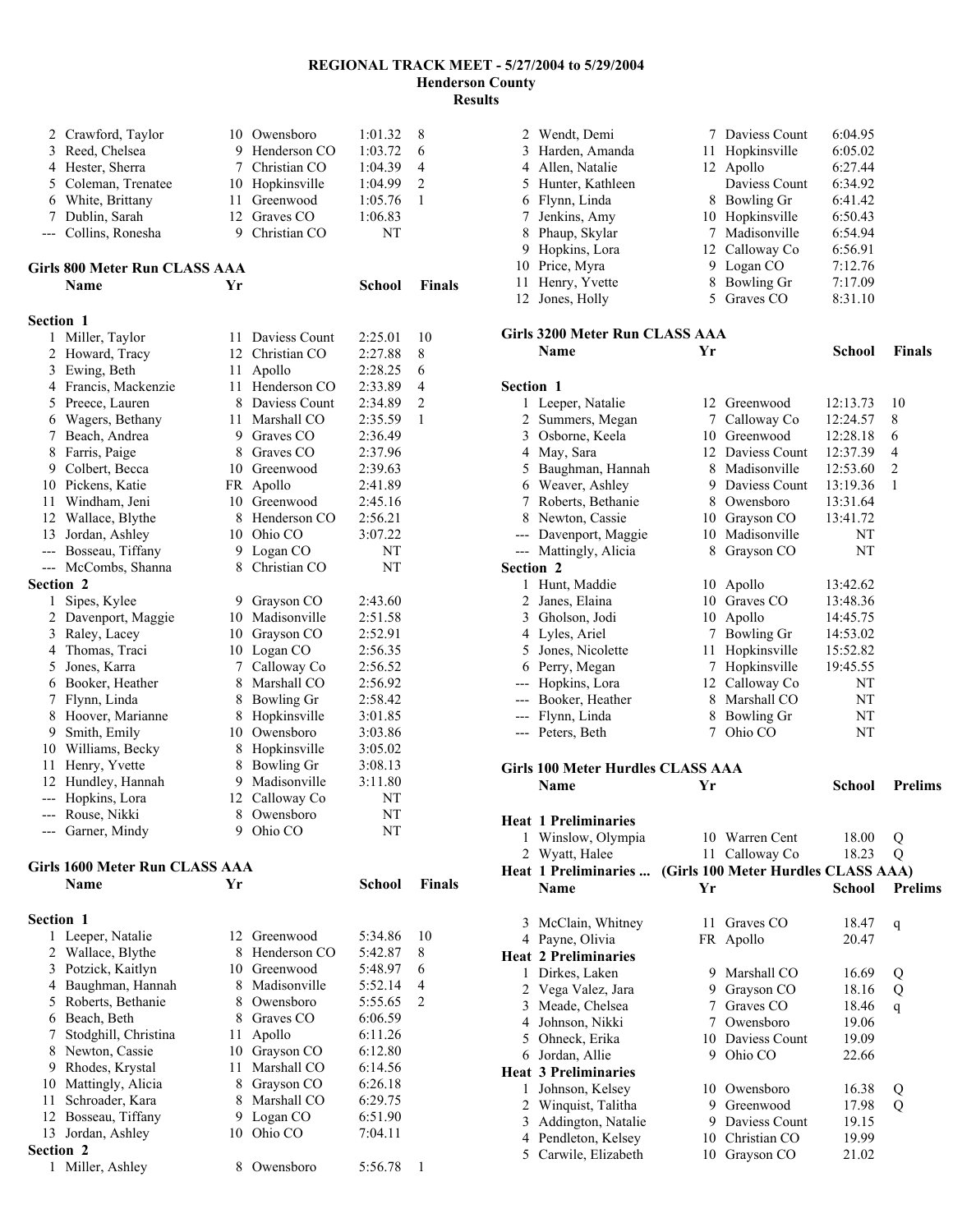# REGIONAL TRACK MEET - 5/27/2004 to 5/29/2004
## Henderson County
## Results

| Place | Name | Yr | School | Time | Points |
|---|---|---|---|---|---|
| 2 | Crawford, Taylor | 10 | Owensboro | 1:01.32 | 8 |
| 3 | Reed, Chelsea | 9 | Henderson CO | 1:03.72 | 6 |
| 4 | Hester, Sherra | 7 | Christian CO | 1:04.39 | 4 |
| 5 | Coleman, Trenatee | 10 | Hopkinsville | 1:04.99 | 2 |
| 6 | White, Brittany | 11 | Greenwood | 1:05.76 | 1 |
| 7 | Dublin, Sarah | 12 | Graves CO | 1:06.83 | |
| --- | Collins, Ronesha | 9 | Christian CO | NT | |

### Girls 800 Meter Run CLASS AAA

| | Name | Yr | School | Finals | |
|---|---|---|---|---|---|
| **Section 1** | | | | | |
| 1 | Miller, Taylor | 11 | Daviess Count | 2:25.01 | 10 |
| 2 | Howard, Tracy | 12 | Christian CO | 2:27.88 | 8 |
| 3 | Ewing, Beth | 11 | Apollo | 2:28.25 | 6 |
| 4 | Francis, Mackenzie | 11 | Henderson CO | 2:33.89 | 4 |
| 5 | Preece, Lauren | 8 | Daviess Count | 2:34.89 | 2 |
| 6 | Wagers, Bethany | 11 | Marshall CO | 2:35.59 | 1 |
| 7 | Beach, Andrea | 9 | Graves CO | 2:36.49 | |
| 8 | Farris, Paige | 8 | Graves CO | 2:37.96 | |
| 9 | Colbert, Becca | 10 | Greenwood | 2:39.63 | |
| 10 | Pickens, Katie | FR | Apollo | 2:41.89 | |
| 11 | Windham, Jeni | 10 | Greenwood | 2:45.16 | |
| 12 | Wallace, Blythe | 8 | Henderson CO | 2:56.21 | |
| 13 | Jordan, Ashley | 10 | Ohio CO | 3:07.22 | |
| --- | Bosseau, Tiffany | 9 | Logan CO | NT | |
| --- | McCombs, Shanna | 8 | Christian CO | NT | |
| **Section 2** | | | | | |
| 1 | Sipes, Kylee | 9 | Grayson CO | 2:43.60 | |
| 2 | Davenport, Maggie | 10 | Madisonville | 2:51.58 | |
| 3 | Raley, Lacey | 10 | Grayson CO | 2:52.91 | |
| 4 | Thomas, Traci | 10 | Logan CO | 2:56.35 | |
| 5 | Jones, Karra | 7 | Calloway Co | 2:56.52 | |
| 6 | Booker, Heather | 8 | Marshall CO | 2:56.92 | |
| 7 | Flynn, Linda | 8 | Bowling Gr | 2:58.42 | |
| 8 | Hoover, Marianne | 8 | Hopkinsville | 3:01.85 | |
| 9 | Smith, Emily | 10 | Owensboro | 3:03.86 | |
| 10 | Williams, Becky | 8 | Hopkinsville | 3:05.02 | |
| 11 | Henry, Yvette | 8 | Bowling Gr | 3:08.13 | |
| 12 | Hundley, Hannah | 9 | Madisonville | 3:11.80 | |
| --- | Hopkins, Lora | 12 | Calloway Co | NT | |
| --- | Rouse, Nikki | 8 | Owensboro | NT | |
| --- | Garner, Mindy | 9 | Ohio CO | NT | |

### Girls 1600 Meter Run CLASS AAA

| | Name | Yr | School | Finals | |
|---|---|---|---|---|---|
| **Section 1** | | | | | |
| 1 | Leeper, Natalie | 12 | Greenwood | 5:34.86 | 10 |
| 2 | Wallace, Blythe | 8 | Henderson CO | 5:42.87 | 8 |
| 3 | Potzick, Kaitlyn | 10 | Greenwood | 5:48.97 | 6 |
| 4 | Baughman, Hannah | 8 | Madisonville | 5:52.14 | 4 |
| 5 | Roberts, Bethanie | 8 | Owensboro | 5:55.65 | 2 |
| 6 | Beach, Beth | 8 | Graves CO | 6:06.59 | |
| 7 | Stodghill, Christina | 11 | Apollo | 6:11.26 | |
| 8 | Newton, Cassie | 10 | Grayson CO | 6:12.80 | |
| 9 | Rhodes, Krystal | 11 | Marshall CO | 6:14.56 | |
| 10 | Mattingly, Alicia | 8 | Grayson CO | 6:26.18 | |
| 11 | Schroader, Kara | 8 | Marshall CO | 6:29.75 | |
| 12 | Bosseau, Tiffany | 9 | Logan CO | 6:51.90 | |
| 13 | Jordan, Ashley | 10 | Ohio CO | 7:04.11 | |
| **Section 2** | | | | | |
| 1 | Miller, Ashley | 8 | Owensboro | 5:56.78 | 1 |
| 2 | Wendt, Demi | 7 | Daviess Count | 6:04.95 | |
| 3 | Harden, Amanda | 11 | Hopkinsville | 6:05.02 | |
| 4 | Allen, Natalie | 12 | Apollo | 6:27.44 | |
| 5 | Hunter, Kathleen | | Daviess Count | 6:34.92 | |
| 6 | Flynn, Linda | 8 | Bowling Gr | 6:41.42 | |
| 7 | Jenkins, Amy | 10 | Hopkinsville | 6:50.43 | |
| 8 | Phaup, Skylar | 7 | Madisonville | 6:54.94 | |
| 9 | Hopkins, Lora | 12 | Calloway Co | 6:56.91 | |
| 10 | Price, Myra | 9 | Logan CO | 7:12.76 | |
| 11 | Henry, Yvette | 8 | Bowling Gr | 7:17.09 | |
| 12 | Jones, Holly | 5 | Graves CO | 8:31.10 | |

### Girls 3200 Meter Run CLASS AAA

| | Name | Yr | School | Finals | |
|---|---|---|---|---|---|
| **Section 1** | | | | | |
| 1 | Leeper, Natalie | 12 | Greenwood | 12:13.73 | 10 |
| 2 | Summers, Megan | 7 | Calloway Co | 12:24.57 | 8 |
| 3 | Osborne, Keela | 10 | Greenwood | 12:28.18 | 6 |
| 4 | May, Sara | 12 | Daviess Count | 12:37.39 | 4 |
| 5 | Baughman, Hannah | 8 | Madisonville | 12:53.60 | 2 |
| 6 | Weaver, Ashley | 9 | Daviess Count | 13:19.36 | 1 |
| 7 | Roberts, Bethanie | 8 | Owensboro | 13:31.64 | |
| 8 | Newton, Cassie | 10 | Grayson CO | 13:41.72 | |
| --- | Davenport, Maggie | 10 | Madisonville | NT | |
| --- | Mattingly, Alicia | 8 | Grayson CO | NT | |
| **Section 2** | | | | | |
| 1 | Hunt, Maddie | 10 | Apollo | 13:42.62 | |
| 2 | Janes, Elaina | 10 | Graves CO | 13:48.36 | |
| 3 | Gholson, Jodi | 10 | Apollo | 14:45.75 | |
| 4 | Lyles, Ariel | 7 | Bowling Gr | 14:53.02 | |
| 5 | Jones, Nicolette | 11 | Hopkinsville | 15:52.82 | |
| 6 | Perry, Megan | 7 | Hopkinsville | 19:45.55 | |
| --- | Hopkins, Lora | 12 | Calloway Co | NT | |
| --- | Booker, Heather | 8 | Marshall CO | NT | |
| --- | Flynn, Linda | 8 | Bowling Gr | NT | |
| --- | Peters, Beth | 7 | Ohio CO | NT | |

### Girls 100 Meter Hurdles CLASS AAA

| | Name | Yr | School | Prelims | |
|---|---|---|---|---|---|
| **Heat 1 Preliminaries** | | | | | |
| 1 | Winslow, Olympia | 10 | Warren Cent | 18.00 | Q |
| 2 | Wyatt, Halee | 11 | Calloway Co | 18.23 | Q |
| 3 | McClain, Whitney | 11 | Graves CO | 18.47 | q |
| 4 | Payne, Olivia | FR | Apollo | 20.47 | |
| **Heat 2 Preliminaries** | | | | | |
| 1 | Dirkes, Laken | 9 | Marshall CO | 16.69 | Q |
| 2 | Vega Valez, Jara | 9 | Grayson CO | 18.16 | Q |
| 3 | Meade, Chelsea | 7 | Graves CO | 18.46 | q |
| 4 | Johnson, Nikki | 7 | Owensboro | 19.06 | |
| 5 | Ohneck, Erika | 10 | Daviess Count | 19.09 | |
| 6 | Jordan, Allie | 9 | Ohio CO | 22.66 | |
| **Heat 3 Preliminaries** | | | | | |
| 1 | Johnson, Kelsey | 10 | Owensboro | 16.38 | Q |
| 2 | Winquist, Talitha | 9 | Greenwood | 17.98 | Q |
| 3 | Addington, Natalie | 9 | Daviess Count | 19.15 | |
| 4 | Pendleton, Kelsey | 10 | Christian CO | 19.99 | |
| 5 | Carwile, Elizabeth | 10 | Grayson CO | 21.02 | |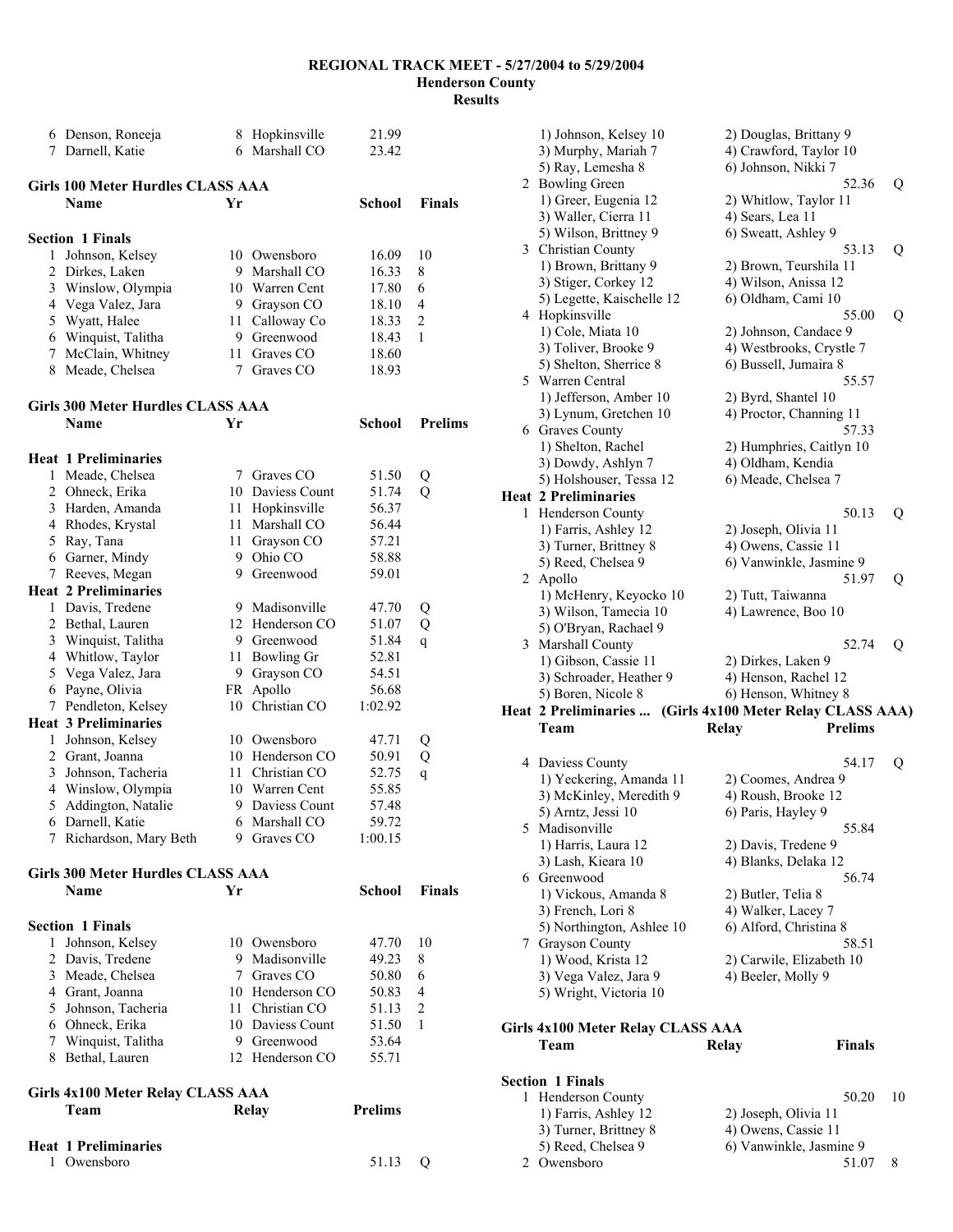# REGIONAL TRACK MEET - 5/27/2004 to 5/29/2004
## Henderson County
### Results

| | Name | Yr | School | Finals | |
|---|---|---|---|---|---|
| 6 | Denson, Roneeja | 8 | Hopkinsville | 21.99 | |
| 7 | Darnell, Katie | 6 | Marshall CO | 23.42 | |

**Girls 100 Meter Hurdles CLASS AAA**

| | Name | Yr | School | Finals | |
|---|---|---|---|---|---|
| **Section 1 Finals** | | | | | |
| 1 | Johnson, Kelsey | 10 | Owensboro | 16.09 | 10 |
| 2 | Dirkes, Laken | 9 | Marshall CO | 16.33 | 8 |
| 3 | Winslow, Olympia | 10 | Warren Cent | 17.80 | 6 |
| 4 | Vega Valez, Jara | 9 | Grayson CO | 18.10 | 4 |
| 5 | Wyatt, Halee | 11 | Calloway Co | 18.33 | 2 |
| 6 | Winquist, Talitha | 9 | Greenwood | 18.43 | 1 |
| 7 | McClain, Whitney | 11 | Graves CO | 18.60 | |
| 8 | Meade, Chelsea | 7 | Graves CO | 18.93 | |

**Girls 300 Meter Hurdles CLASS AAA**

| | Name | Yr | School | Prelims | |
|---|---|---|---|---|---|
| **Heat 1 Preliminaries** | | | | | |
| 1 | Meade, Chelsea | 7 | Graves CO | 51.50 | Q |
| 2 | Ohneck, Erika | 10 | Daviess Count | 51.74 | Q |
| 3 | Harden, Amanda | 11 | Hopkinsville | 56.37 | |
| 4 | Rhodes, Krystal | 11 | Marshall CO | 56.44 | |
| 5 | Ray, Tana | 11 | Grayson CO | 57.21 | |
| 6 | Garner, Mindy | 9 | Ohio CO | 58.88 | |
| 7 | Reeves, Megan | 9 | Greenwood | 59.01 | |
| **Heat 2 Preliminaries** | | | | | |
| 1 | Davis, Tredene | 9 | Madisonville | 47.70 | Q |
| 2 | Bethal, Lauren | 12 | Henderson CO | 51.07 | Q |
| 3 | Winquist, Talitha | 9 | Greenwood | 51.84 | q |
| 4 | Whitlow, Taylor | 11 | Bowling Gr | 52.81 | |
| 5 | Vega Valez, Jara | 9 | Grayson CO | 54.51 | |
| 6 | Payne, Olivia | FR | Apollo | 56.68 | |
| 7 | Pendleton, Kelsey | 10 | Christian CO | 1:02.92 | |
| **Heat 3 Preliminaries** | | | | | |
| 1 | Johnson, Kelsey | 10 | Owensboro | 47.71 | Q |
| 2 | Grant, Joanna | 10 | Henderson CO | 50.91 | Q |
| 3 | Johnson, Tacheria | 11 | Christian CO | 52.75 | q |
| 4 | Winslow, Olympia | 10 | Warren Cent | 55.85 | |
| 5 | Addington, Natalie | 9 | Daviess Count | 57.48 | |
| 6 | Darnell, Katie | 6 | Marshall CO | 59.72 | |
| 7 | Richardson, Mary Beth | 9 | Graves CO | 1:00.15 | |

**Girls 300 Meter Hurdles CLASS AAA**

| | Name | Yr | School | Finals | |
|---|---|---|---|---|---|
| **Section 1 Finals** | | | | | |
| 1 | Johnson, Kelsey | 10 | Owensboro | 47.70 | 10 |
| 2 | Davis, Tredene | 9 | Madisonville | 49.23 | 8 |
| 3 | Meade, Chelsea | 7 | Graves CO | 50.80 | 6 |
| 4 | Grant, Joanna | 10 | Henderson CO | 50.83 | 4 |
| 5 | Johnson, Tacheria | 11 | Christian CO | 51.13 | 2 |
| 6 | Ohneck, Erika | 10 | Daviess Count | 51.50 | 1 |
| 7 | Winquist, Talitha | 9 | Greenwood | 53.64 | |
| 8 | Bethal, Lauren | 12 | Henderson CO | 55.71 | |

**Girls 4x100 Meter Relay CLASS AAA**

| | Team | Relay | Prelims | |
|---|---|---|---|---|
| **Heat 1 Preliminaries** | | | | |
| 1 | Owensboro | | 51.13 | Q |
| | 1) Johnson, Kelsey 10 | 2) Douglas, Brittany 9 | | |
| | 3) Murphy, Mariah 7 | 4) Crawford, Taylor 10 | | |
| | 5) Ray, Lemesha 8 | 6) Johnson, Nikki 7 | | |
| 2 | Bowling Green | | 52.36 | Q |
| | 1) Greer, Eugenia 12 | 2) Whitlow, Taylor 11 | | |
| | 3) Waller, Cierra 11 | 4) Sears, Lea 11 | | |
| | 5) Wilson, Brittney 9 | 6) Sweatt, Ashley 9 | | |
| 3 | Christian County | | 53.13 | Q |
| | 1) Brown, Brittany 9 | 2) Brown, Teurshila 11 | | |
| | 3) Stiger, Corkey 12 | 4) Wilson, Anissa 12 | | |
| | 5) Legette, Kaischelle 12 | 6) Oldham, Cami 10 | | |
| 4 | Hopkinsville | | 55.00 | Q |
| | 1) Cole, Miata 10 | 2) Johnson, Candace 9 | | |
| | 3) Toliver, Brooke 9 | 4) Westbrooks, Crystle 7 | | |
| | 5) Shelton, Sherrice 8 | 6) Bussell, Jumaira 8 | | |
| 5 | Warren Central | | 55.57 | |
| | 1) Jefferson, Amber 10 | 2) Byrd, Shantel 10 | | |
| | 3) Lynum, Gretchen 10 | 4) Proctor, Channing 11 | | |
| 6 | Graves County | | 57.33 | |
| | 1) Shelton, Rachel | 2) Humphries, Caitlyn 10 | | |
| | 3) Dowdy, Ashlyn 7 | 4) Oldham, Kendia | | |
| | 5) Holshouser, Tessa 12 | 6) Meade, Chelsea 7 | | |
| **Heat 2 Preliminaries** | | | | |
| 1 | Henderson County | | 50.13 | Q |
| | 1) Farris, Ashley 12 | 2) Joseph, Olivia 11 | | |
| | 3) Turner, Brittney 8 | 4) Owens, Cassie 11 | | |
| | 5) Reed, Chelsea 9 | 6) Vanwinkle, Jasmine 9 | | |
| 2 | Apollo | | 51.97 | Q |
| | 1) McHenry, Keyocko 10 | 2) Tutt, Taiwanna | | |
| | 3) Wilson, Tamecia 10 | 4) Lawrence, Boo 10 | | |
| | 5) O'Bryan, Rachael 9 | | | |
| 3 | Marshall County | | 52.74 | Q |
| | 1) Gibson, Cassie 11 | 2) Dirkes, Laken 9 | | |
| | 3) Schroader, Heather 9 | 4) Henson, Rachel 12 | | |
| | 5) Boren, Nicole 8 | 6) Henson, Whitney 8 | | |

**Heat 2 Preliminaries ... (Girls 4x100 Meter Relay CLASS AAA)**

| | Team | Relay | Prelims | |
|---|---|---|---|---|
| 4 | Daviess County | | 54.17 | Q |
| | 1) Yeckering, Amanda 11 | 2) Coomes, Andrea 9 | | |
| | 3) McKinley, Meredith 9 | 4) Roush, Brooke 12 | | |
| | 5) Arntz, Jessi 10 | 6) Paris, Hayley 9 | | |
| 5 | Madisonville | | 55.84 | |
| | 1) Harris, Laura 12 | 2) Davis, Tredene 9 | | |
| | 3) Lash, Kieara 10 | 4) Blanks, Delaka 12 | | |
| 6 | Greenwood | | 56.74 | |
| | 1) Vickous, Amanda 8 | 2) Butler, Telia 8 | | |
| | 3) French, Lori 8 | 4) Walker, Lacey 7 | | |
| | 5) Northington, Ashlee 10 | 6) Alford, Christina 8 | | |
| 7 | Grayson County | | 58.51 | |
| | 1) Wood, Krista 12 | 2) Carwile, Elizabeth 10 | | |
| | 3) Vega Valez, Jara 9 | 4) Beeler, Molly 9 | | |
| | 5) Wright, Victoria 10 | | | |

**Girls 4x100 Meter Relay CLASS AAA**

| | Team | Relay | Finals | |
|---|---|---|---|---|
| **Section 1 Finals** | | | | |
| 1 | Henderson County | | 50.20 | 10 |
| | 1) Farris, Ashley 12 | 2) Joseph, Olivia 11 | | |
| | 3) Turner, Brittney 8 | 4) Owens, Cassie 11 | | |
| | 5) Reed, Chelsea 9 | 6) Vanwinkle, Jasmine 9 | | |
| 2 | Owensboro | | 51.07 | 8 |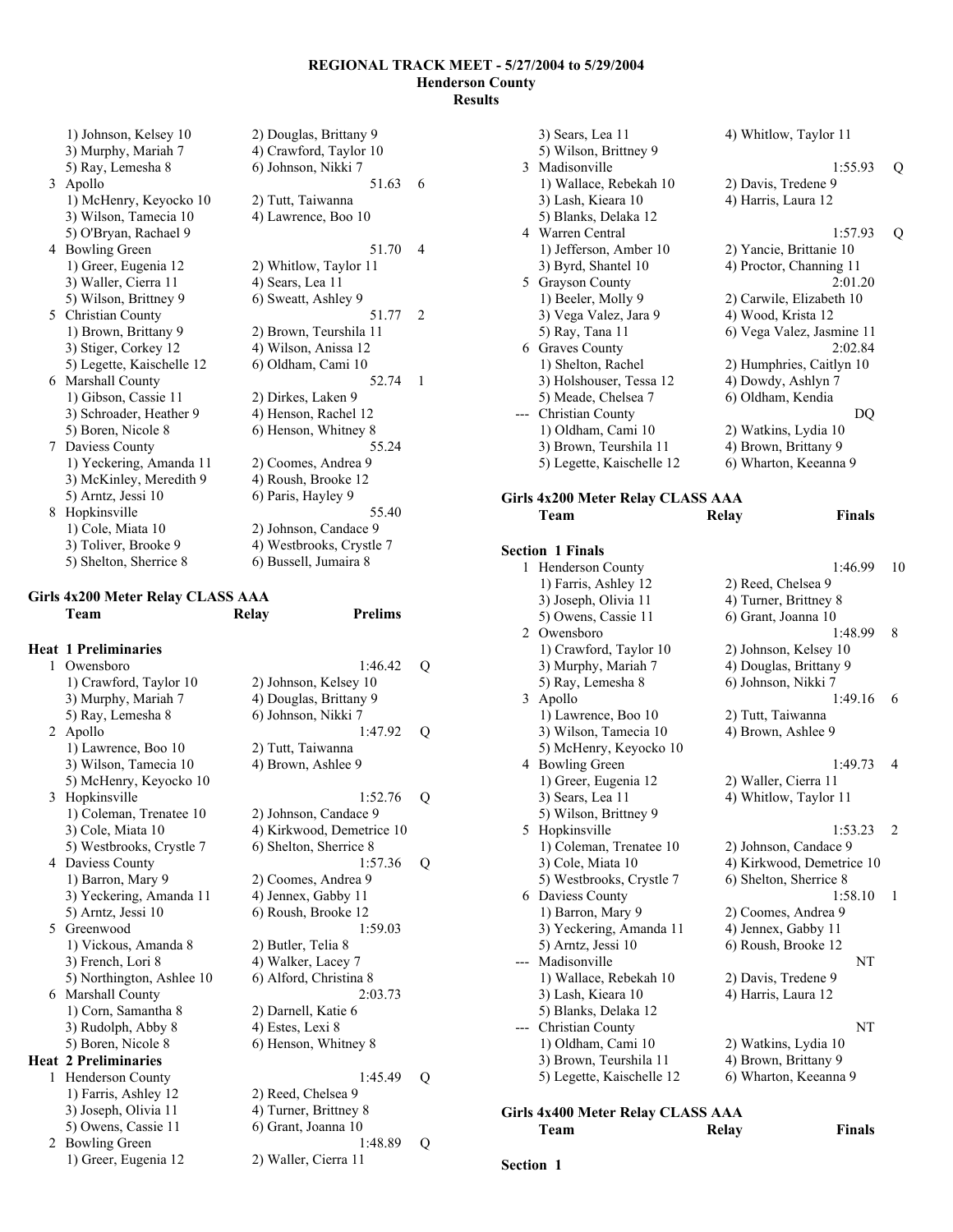# REGIONAL TRACK MEET - 5/27/2004 to 5/29/2004
## Henderson County
### Results

```
     1) Johnson, Kelsey 10          2) Douglas, Brittany 9
     3) Murphy, Mariah 7            4) Crawford, Taylor 10
     5) Ray, Lemesha 8              6) Johnson, Nikki 7
  3 Apollo                                        51.63   6
     1) McHenry, Keyocko 10         2) Tutt, Taiwanna
     3) Wilson, Tamecia 10          4) Lawrence, Boo 10
     5) O'Bryan, Rachael 9
  4 Bowling Green                                 51.70   4
     1) Greer, Eugenia 12           2) Whitlow, Taylor 11
     3) Waller, Cierra 11           4) Sears, Lea 11
     5) Wilson, Brittney 9          6) Sweatt, Ashley 9
  5 Christian County                              51.77   2
     1) Brown, Brittany 9           2) Brown, Teurshila 11
     3) Stiger, Corkey 12           4) Wilson, Anissa 12
     5) Legette, Kaischelle 12      6) Oldham, Cami 10
  6 Marshall County                               52.74   1
     1) Gibson, Cassie 11           2) Dirkes, Laken 9
     3) Schroader, Heather 9        4) Henson, Rachel 12
     5) Boren, Nicole 8             6) Henson, Whitney 8
  7 Daviess County                                55.24
     1) Yeckering, Amanda 11        2) Coomes, Andrea 9
     3) McKinley, Meredith 9        4) Roush, Brooke 12
     5) Arntz, Jessi 10             6) Paris, Hayley 9
  8 Hopkinsville                                  55.40
     1) Cole, Miata 10              2) Johnson, Candace 9
     3) Toliver, Brooke 9           4) Westbrooks, Crystle 7
     5) Shelton, Sherrice 8         6) Bussell, Jumaira 8
```

**Girls 4x200 Meter Relay CLASS AAA**

```
    Team                            Relay              Prelims

Heat 1 Preliminaries
  1 Owensboro                                     1:46.42   Q
     1) Crawford, Taylor 10         2) Johnson, Kelsey 10
     3) Murphy, Mariah 7            4) Douglas, Brittany 9
     5) Ray, Lemesha 8              6) Johnson, Nikki 7
  2 Apollo                                        1:47.92   Q
     1) Lawrence, Boo 10            2) Tutt, Taiwanna
     3) Wilson, Tamecia 10          4) Brown, Ashlee 9
     5) McHenry, Keyocko 10
  3 Hopkinsville                                  1:52.76   Q
     1) Coleman, Trenatee 10        2) Johnson, Candace 9
     3) Cole, Miata 10              4) Kirkwood, Demetrice 10
     5) Westbrooks, Crystle 7       6) Shelton, Sherrice 8
  4 Daviess County                                1:57.36   Q
     1) Barron, Mary 9              2) Coomes, Andrea 9
     3) Yeckering, Amanda 11        4) Jennex, Gabby 11
     5) Arntz, Jessi 10             6) Roush, Brooke 12
  5 Greenwood                                     1:59.03
     1) Vickous, Amanda 8           2) Butler, Telia 8
     3) French, Lori 8              4) Walker, Lacey 7
     5) Northington, Ashlee 10      6) Alford, Christina 8
  6 Marshall County                               2:03.73
     1) Corn, Samantha 8            2) Darnell, Katie 6
     3) Rudolph, Abby 8             4) Estes, Lexi 8
     5) Boren, Nicole 8             6) Henson, Whitney 8
Heat 2 Preliminaries
  1 Henderson County                              1:45.49   Q
     1) Farris, Ashley 12           2) Reed, Chelsea 9
     3) Joseph, Olivia 11           4) Turner, Brittney 8
     5) Owens, Cassie 11            6) Grant, Joanna 10
  2 Bowling Green                                 1:48.89   Q
     1) Greer, Eugenia 12           2) Waller, Cierra 11
     3) Sears, Lea 11               4) Whitlow, Taylor 11
     5) Wilson, Brittney 9
  3 Madisonville                                  1:55.93   Q
     1) Wallace, Rebekah 10         2) Davis, Tredene 9
     3) Lash, Kieara 10             4) Harris, Laura 12
     5) Blanks, Delaka 12
  4 Warren Central                                1:57.93   Q
     1) Jefferson, Amber 10         2) Yancie, Brittanie 10
     3) Byrd, Shantel 10            4) Proctor, Channing 11
  5 Grayson County                                2:01.20
     1) Beeler, Molly 9             2) Carwile, Elizabeth 10
     3) Vega Valez, Jara 9          4) Wood, Krista 12
     5) Ray, Tana 11                6) Vega Valez, Jasmine 11
  6 Graves County                                 2:02.84
     1) Shelton, Rachel             2) Humphries, Caitlyn 10
     3) Holshouser, Tessa 12        4) Dowdy, Ashlyn 7
     5) Meade, Chelsea 7            6) Oldham, Kendia
 --- Christian County                                  DQ
     1) Oldham, Cami 10             2) Watkins, Lydia 10
     3) Brown, Teurshila 11         4) Brown, Brittany 9
     5) Legette, Kaischelle 12      6) Wharton, Keeanna 9
```

**Girls 4x200 Meter Relay CLASS AAA**

```
    Team                            Relay              Finals

Section 1 Finals
  1 Henderson County                              1:46.99  10
     1) Farris, Ashley 12           2) Reed, Chelsea 9
     3) Joseph, Olivia 11           4) Turner, Brittney 8
     5) Owens, Cassie 11            6) Grant, Joanna 10
  2 Owensboro                                     1:48.99   8
     1) Crawford, Taylor 10         2) Johnson, Kelsey 10
     3) Murphy, Mariah 7            4) Douglas, Brittany 9
     5) Ray, Lemesha 8              6) Johnson, Nikki 7
  3 Apollo                                        1:49.16   6
     1) Lawrence, Boo 10            2) Tutt, Taiwanna
     3) Wilson, Tamecia 10          4) Brown, Ashlee 9
     5) McHenry, Keyocko 10
  4 Bowling Green                                 1:49.73   4
     1) Greer, Eugenia 12           2) Waller, Cierra 11
     3) Sears, Lea 11               4) Whitlow, Taylor 11
     5) Wilson, Brittney 9
  5 Hopkinsville                                  1:53.23   2
     1) Coleman, Trenatee 10        2) Johnson, Candace 9
     3) Cole, Miata 10              4) Kirkwood, Demetrice 10
     5) Westbrooks, Crystle 7       6) Shelton, Sherrice 8
  6 Daviess County                                1:58.10   1
     1) Barron, Mary 9              2) Coomes, Andrea 9
     3) Yeckering, Amanda 11        4) Jennex, Gabby 11
     5) Arntz, Jessi 10             6) Roush, Brooke 12
 --- Madisonville                                      NT
     1) Wallace, Rebekah 10         2) Davis, Tredene 9
     3) Lash, Kieara 10             4) Harris, Laura 12
     5) Blanks, Delaka 12
 --- Christian County                                  NT
     1) Oldham, Cami 10             2) Watkins, Lydia 10
     3) Brown, Teurshila 11         4) Brown, Brittany 9
     5) Legette, Kaischelle 12      6) Wharton, Keeanna 9
```

**Girls 4x400 Meter Relay CLASS AAA**

```
    Team                            Relay              Finals

Section 1
```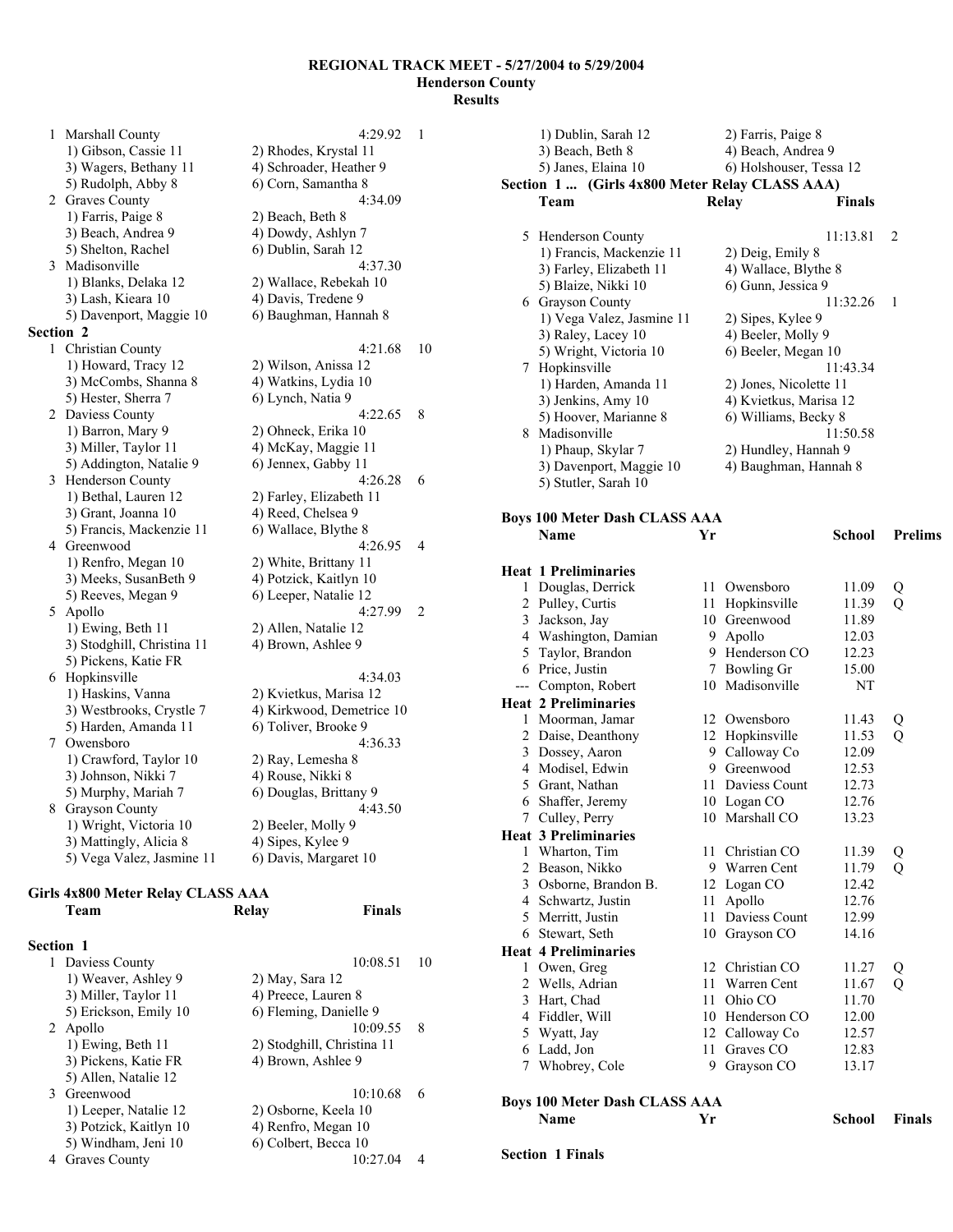## REGIONAL TRACK MEET - 5/27/2004 to 5/29/2004
### Henderson County
### Results

| | Team | Relay | Finals | Points |
|---|---|---|---|---|
| 1 | Marshall County | | 4:29.92 | 1 |
| | 1) Gibson, Cassie 11 | 2) Rhodes, Krystal 11 | | |
| | 3) Wagers, Bethany 11 | 4) Schroader, Heather 9 | | |
| | 5) Rudolph, Abby 8 | 6) Corn, Samantha 8 | | |
| 2 | Graves County | | 4:34.09 | |
| | 1) Farris, Paige 8 | 2) Beach, Beth 8 | | |
| | 3) Beach, Andrea 9 | 4) Dowdy, Ashlyn 7 | | |
| | 5) Shelton, Rachel | 6) Dublin, Sarah 12 | | |
| 3 | Madisonville | | 4:37.30 | |
| | 1) Blanks, Delaka 12 | 2) Wallace, Rebekah 10 | | |
| | 3) Lash, Kieara 10 | 4) Davis, Tredene 9 | | |
| | 5) Davenport, Maggie 10 | 6) Baughman, Hannah 8 | | |

**Section 2**

| | Team | Relay | Finals | Points |
|---|---|---|---|---|
| 1 | Christian County | | 4:21.68 | 10 |
| | 1) Howard, Tracy 12 | 2) Wilson, Anissa 12 | | |
| | 3) McCombs, Shanna 8 | 4) Watkins, Lydia 10 | | |
| | 5) Hester, Sherra 7 | 6) Lynch, Natia 9 | | |
| 2 | Daviess County | | 4:22.65 | 8 |
| | 1) Barron, Mary 9 | 2) Ohneck, Erika 10 | | |
| | 3) Miller, Taylor 11 | 4) McKay, Maggie 11 | | |
| | 5) Addington, Natalie 9 | 6) Jennex, Gabby 11 | | |
| 3 | Henderson County | | 4:26.28 | 6 |
| | 1) Bethal, Lauren 12 | 2) Farley, Elizabeth 11 | | |
| | 3) Grant, Joanna 10 | 4) Reed, Chelsea 9 | | |
| | 5) Francis, Mackenzie 11 | 6) Wallace, Blythe 8 | | |
| 4 | Greenwood | | 4:26.95 | 4 |
| | 1) Renfro, Megan 10 | 2) White, Brittany 11 | | |
| | 3) Meeks, SusanBeth 9 | 4) Potzick, Kaitlyn 10 | | |
| | 5) Reeves, Megan 9 | 6) Leeper, Natalie 12 | | |
| 5 | Apollo | | 4:27.99 | 2 |
| | 1) Ewing, Beth 11 | 2) Allen, Natalie 12 | | |
| | 3) Stodghill, Christina 11 | 4) Brown, Ashlee 9 | | |
| | 5) Pickens, Katie FR | | | |
| 6 | Hopkinsville | | 4:34.03 | |
| | 1) Haskins, Vanna | 2) Kvietkus, Marisa 12 | | |
| | 3) Westbrooks, Crystle 7 | 4) Kirkwood, Demetrice 10 | | |
| | 5) Harden, Amanda 11 | 6) Toliver, Brooke 9 | | |
| 7 | Owensboro | | 4:36.33 | |
| | 1) Crawford, Taylor 10 | 2) Ray, Lemesha 8 | | |
| | 3) Johnson, Nikki 7 | 4) Rouse, Nikki 8 | | |
| | 5) Murphy, Mariah 7 | 6) Douglas, Brittany 9 | | |
| 8 | Grayson County | | 4:43.50 | |
| | 1) Wright, Victoria 10 | 2) Beeler, Molly 9 | | |
| | 3) Mattingly, Alicia 8 | 4) Sipes, Kylee 9 | | |
| | 5) Vega Valez, Jasmine 11 | 6) Davis, Margaret 10 | | |

### Girls 4x800 Meter Relay CLASS AAA

**Section 1**

| | Team | Relay | Finals | Points |
|---|---|---|---|---|
| 1 | Daviess County | | 10:08.51 | 10 |
| | 1) Weaver, Ashley 9 | 2) May, Sara 12 | | |
| | 3) Miller, Taylor 11 | 4) Preece, Lauren 8 | | |
| | 5) Erickson, Emily 10 | 6) Fleming, Danielle 9 | | |
| 2 | Apollo | | 10:09.55 | 8 |
| | 1) Ewing, Beth 11 | 2) Stodghill, Christina 11 | | |
| | 3) Pickens, Katie FR | 4) Brown, Ashlee 9 | | |
| | 5) Allen, Natalie 12 | | | |
| 3 | Greenwood | | 10:10.68 | 6 |
| | 1) Leeper, Natalie 12 | 2) Osborne, Keela 10 | | |
| | 3) Potzick, Kaitlyn 10 | 4) Renfro, Megan 10 | | |
| | 5) Windham, Jeni 10 | 6) Colbert, Becca 10 | | |
| 4 | Graves County | | 10:27.04 | 4 |
| | 1) Dublin, Sarah 12 | 2) Farris, Paige 8 | | |
| | 3) Beach, Beth 8 | 4) Beach, Andrea 9 | | |
| | 5) Janes, Elaina 10 | 6) Holshouser, Tessa 12 | | |

**Section 1 ... (Girls 4x800 Meter Relay CLASS AAA)**

| | Team | Relay | Finals | Points |
|---|---|---|---|---|
| 5 | Henderson County | | 11:13.81 | 2 |
| | 1) Francis, Mackenzie 11 | 2) Deig, Emily 8 | | |
| | 3) Farley, Elizabeth 11 | 4) Wallace, Blythe 8 | | |
| | 5) Blaize, Nikki 10 | 6) Gunn, Jessica 9 | | |
| 6 | Grayson County | | 11:32.26 | 1 |
| | 1) Vega Valez, Jasmine 11 | 2) Sipes, Kylee 9 | | |
| | 3) Raley, Lacey 10 | 4) Beeler, Molly 9 | | |
| | 5) Wright, Victoria 10 | 6) Beeler, Megan 10 | | |
| 7 | Hopkinsville | | 11:43.34 | |
| | 1) Harden, Amanda 11 | 2) Jones, Nicolette 11 | | |
| | 3) Jenkins, Amy 10 | 4) Kvietkus, Marisa 12 | | |
| | 5) Hoover, Marianne 8 | 6) Williams, Becky 8 | | |
| 8 | Madisonville | | 11:50.58 | |
| | 1) Phaup, Skylar 7 | 2) Hundley, Hannah 9 | | |
| | 3) Davenport, Maggie 10 | 4) Baughman, Hannah 8 | | |
| | 5) Stutler, Sarah 10 | | | |

### Boys 100 Meter Dash CLASS AAA

| | Name | Yr | School | Prelims | |
|---|---|---|---|---|---|
| **Heat 1 Preliminaries** | | | | | |
| 1 | Douglas, Derrick | 11 | Owensboro | 11.09 | Q |
| 2 | Pulley, Curtis | 11 | Hopkinsville | 11.39 | Q |
| 3 | Jackson, Jay | 10 | Greenwood | 11.89 | |
| 4 | Washington, Damian | 9 | Apollo | 12.03 | |
| 5 | Taylor, Brandon | 9 | Henderson CO | 12.23 | |
| 6 | Price, Justin | 7 | Bowling Gr | 15.00 | |
| --- | Compton, Robert | 10 | Madisonville | NT | |
| **Heat 2 Preliminaries** | | | | | |
| 1 | Moorman, Jamar | 12 | Owensboro | 11.43 | Q |
| 2 | Daise, Deanthony | 12 | Hopkinsville | 11.53 | Q |
| 3 | Dossey, Aaron | 9 | Calloway Co | 12.09 | |
| 4 | Modisel, Edwin | 9 | Greenwood | 12.53 | |
| 5 | Grant, Nathan | 11 | Daviess Count | 12.73 | |
| 6 | Shaffer, Jeremy | 10 | Logan CO | 12.76 | |
| 7 | Culley, Perry | 10 | Marshall CO | 13.23 | |
| **Heat 3 Preliminaries** | | | | | |
| 1 | Wharton, Tim | 11 | Christian CO | 11.39 | Q |
| 2 | Beason, Nikko | 9 | Warren Cent | 11.79 | Q |
| 3 | Osborne, Brandon B. | 12 | Logan CO | 12.42 | |
| 4 | Schwartz, Justin | 11 | Apollo | 12.76 | |
| 5 | Merritt, Justin | 11 | Daviess Count | 12.99 | |
| 6 | Stewart, Seth | 10 | Grayson CO | 14.16 | |
| **Heat 4 Preliminaries** | | | | | |
| 1 | Owen, Greg | 12 | Christian CO | 11.27 | Q |
| 2 | Wells, Adrian | 11 | Warren Cent | 11.67 | Q |
| 3 | Hart, Chad | 11 | Ohio CO | 11.70 | |
| 4 | Fiddler, Will | 10 | Henderson CO | 12.00 | |
| 5 | Wyatt, Jay | 12 | Calloway Co | 12.57 | |
| 6 | Ladd, Jon | 11 | Graves CO | 12.83 | |
| 7 | Whobrey, Cole | 9 | Grayson CO | 13.17 | |

### Boys 100 Meter Dash CLASS AAA

| Name | Yr | School | Finals |
|---|---|---|---|

**Section 1 Finals**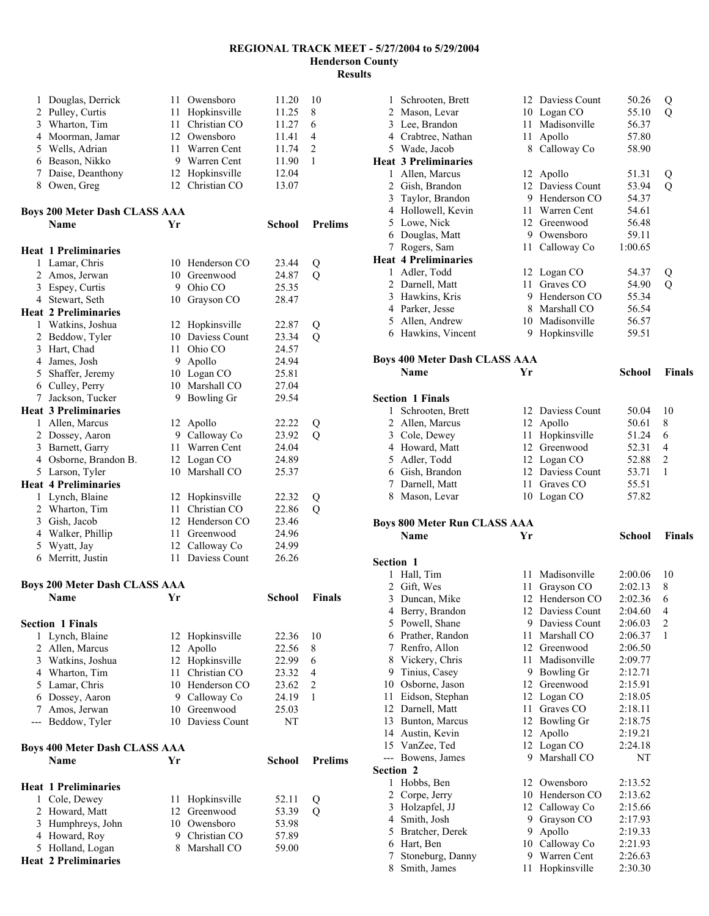# REGIONAL TRACK MEET - 5/27/2004 to 5/29/2004
## Henderson County
## Results

| | Name | Yr | School | Finals | Points |
|---|---|---|---|---|---|
| 1 | Douglas, Derrick | 11 | Owensboro | 11.20 | 10 |
| 2 | Pulley, Curtis | 11 | Hopkinsville | 11.25 | 8 |
| 3 | Wharton, Tim | 11 | Christian CO | 11.27 | 6 |
| 4 | Moorman, Jamar | 12 | Owensboro | 11.41 | 4 |
| 5 | Wells, Adrian | 11 | Warren Cent | 11.74 | 2 |
| 6 | Beason, Nikko | 9 | Warren Cent | 11.90 | 1 |
| 7 | Daise, Deanthony | 12 | Hopkinsville | 12.04 | |
| 8 | Owen, Greg | 12 | Christian CO | 13.07 | |

### Boys 200 Meter Dash CLASS AAA

| | Name | Yr | School | Prelims | |
|---|---|---|---|---|---|
| **Heat 1 Preliminaries** | | | | | |
| 1 | Lamar, Chris | 10 | Henderson CO | 23.44 | Q |
| 2 | Amos, Jerwan | 10 | Greenwood | 24.87 | Q |
| 3 | Espey, Curtis | 9 | Ohio CO | 25.35 | |
| 4 | Stewart, Seth | 10 | Grayson CO | 28.47 | |
| **Heat 2 Preliminaries** | | | | | |
| 1 | Watkins, Joshua | 12 | Hopkinsville | 22.87 | Q |
| 2 | Beddow, Tyler | 10 | Daviess Count | 23.34 | Q |
| 3 | Hart, Chad | 11 | Ohio CO | 24.57 | |
| 4 | James, Josh | 9 | Apollo | 24.94 | |
| 5 | Shaffer, Jeremy | 10 | Logan CO | 25.81 | |
| 6 | Culley, Perry | 10 | Marshall CO | 27.04 | |
| 7 | Jackson, Tucker | 9 | Bowling Gr | 29.54 | |
| **Heat 3 Preliminaries** | | | | | |
| 1 | Allen, Marcus | 12 | Apollo | 22.22 | Q |
| 2 | Dossey, Aaron | 9 | Calloway Co | 23.92 | Q |
| 3 | Barnett, Garry | 11 | Warren Cent | 24.04 | |
| 4 | Osborne, Brandon B. | 12 | Logan CO | 24.89 | |
| 5 | Larson, Tyler | 10 | Marshall CO | 25.37 | |
| **Heat 4 Preliminaries** | | | | | |
| 1 | Lynch, Blaine | 12 | Hopkinsville | 22.32 | Q |
| 2 | Wharton, Tim | 11 | Christian CO | 22.86 | Q |
| 3 | Gish, Jacob | 12 | Henderson CO | 23.46 | |
| 4 | Walker, Phillip | 11 | Greenwood | 24.96 | |
| 5 | Wyatt, Jay | 12 | Calloway Co | 24.99 | |
| 6 | Merritt, Justin | 11 | Daviess Count | 26.26 | |

### Boys 200 Meter Dash CLASS AAA

| | Name | Yr | School | Finals | |
|---|---|---|---|---|---|
| **Section 1 Finals** | | | | | |
| 1 | Lynch, Blaine | 12 | Hopkinsville | 22.36 | 10 |
| 2 | Allen, Marcus | 12 | Apollo | 22.56 | 8 |
| 3 | Watkins, Joshua | 12 | Hopkinsville | 22.99 | 6 |
| 4 | Wharton, Tim | 11 | Christian CO | 23.32 | 4 |
| 5 | Lamar, Chris | 10 | Henderson CO | 23.62 | 2 |
| 6 | Dossey, Aaron | 9 | Calloway Co | 24.19 | 1 |
| 7 | Amos, Jerwan | 10 | Greenwood | 25.03 | |
| --- | Beddow, Tyler | 10 | Daviess Count | NT | |

### Boys 400 Meter Dash CLASS AAA

| | Name | Yr | School | Prelims | |
|---|---|---|---|---|---|
| **Heat 1 Preliminaries** | | | | | |
| 1 | Cole, Dewey | 11 | Hopkinsville | 52.11 | Q |
| 2 | Howard, Matt | 12 | Greenwood | 53.39 | Q |
| 3 | Humphreys, John | 10 | Owensboro | 53.98 | |
| 4 | Howard, Roy | 9 | Christian CO | 57.89 | |
| 5 | Holland, Logan | 8 | Marshall CO | 59.00 | |
| **Heat 2 Preliminaries** | | | | | |
| 1 | Schrooten, Brett | 12 | Daviess Count | 50.26 | Q |
| 2 | Mason, Levar | 10 | Logan CO | 55.10 | Q |
| 3 | Lee, Brandon | 11 | Madisonville | 56.37 | |
| 4 | Crabtree, Nathan | 11 | Apollo | 57.80 | |
| 5 | Wade, Jacob | 8 | Calloway Co | 58.90 | |
| **Heat 3 Preliminaries** | | | | | |
| 1 | Allen, Marcus | 12 | Apollo | 51.31 | Q |
| 2 | Gish, Brandon | 12 | Daviess Count | 53.94 | Q |
| 3 | Taylor, Brandon | 9 | Henderson CO | 54.37 | |
| 4 | Hollowell, Kevin | 11 | Warren Cent | 54.61 | |
| 5 | Lowe, Nick | 12 | Greenwood | 56.48 | |
| 6 | Douglas, Matt | 9 | Owensboro | 59.11 | |
| 7 | Rogers, Sam | 11 | Calloway Co | 1:00.65 | |
| **Heat 4 Preliminaries** | | | | | |
| 1 | Adler, Todd | 12 | Logan CO | 54.37 | Q |
| 2 | Darnell, Matt | 11 | Graves CO | 54.90 | Q |
| 3 | Hawkins, Kris | 9 | Henderson CO | 55.34 | |
| 4 | Parker, Jesse | 8 | Marshall CO | 56.54 | |
| 5 | Allen, Andrew | 10 | Madisonville | 56.57 | |
| 6 | Hawkins, Vincent | 9 | Hopkinsville | 59.51 | |

### Boys 400 Meter Dash CLASS AAA

| | Name | Yr | School | Finals | |
|---|---|---|---|---|---|
| **Section 1 Finals** | | | | | |
| 1 | Schrooten, Brett | 12 | Daviess Count | 50.04 | 10 |
| 2 | Allen, Marcus | 12 | Apollo | 50.61 | 8 |
| 3 | Cole, Dewey | 11 | Hopkinsville | 51.24 | 6 |
| 4 | Howard, Matt | 12 | Greenwood | 52.31 | 4 |
| 5 | Adler, Todd | 12 | Logan CO | 52.88 | 2 |
| 6 | Gish, Brandon | 12 | Daviess Count | 53.71 | 1 |
| 7 | Darnell, Matt | 11 | Graves CO | 55.51 | |
| 8 | Mason, Levar | 10 | Logan CO | 57.82 | |

### Boys 800 Meter Run CLASS AAA

| | Name | Yr | School | Finals | |
|---|---|---|---|---|---|
| **Section 1** | | | | | |
| 1 | Hall, Tim | 11 | Madisonville | 2:00.06 | 10 |
| 2 | Gift, Wes | 11 | Grayson CO | 2:02.13 | 8 |
| 3 | Duncan, Mike | 12 | Henderson CO | 2:02.36 | 6 |
| 4 | Berry, Brandon | 12 | Daviess Count | 2:04.60 | 4 |
| 5 | Powell, Shane | 9 | Daviess Count | 2:06.03 | 2 |
| 6 | Prather, Randon | 11 | Marshall CO | 2:06.37 | 1 |
| 7 | Renfro, Allon | 12 | Greenwood | 2:06.50 | |
| 8 | Vickery, Chris | 11 | Madisonville | 2:09.77 | |
| 9 | Tinius, Casey | 9 | Bowling Gr | 2:12.71 | |
| 10 | Osborne, Jason | 12 | Greenwood | 2:15.91 | |
| 11 | Eidson, Stephan | 12 | Logan CO | 2:18.05 | |
| 12 | Darnell, Matt | 11 | Graves CO | 2:18.11 | |
| 13 | Bunton, Marcus | 12 | Bowling Gr | 2:18.75 | |
| 14 | Austin, Kevin | 12 | Apollo | 2:19.21 | |
| 15 | VanZee, Ted | 12 | Logan CO | 2:24.18 | |
| --- | Bowens, James | 9 | Marshall CO | NT | |
| **Section 2** | | | | | |
| 1 | Hobbs, Ben | 12 | Owensboro | 2:13.52 | |
| 2 | Corpe, Jerry | 10 | Henderson CO | 2:13.62 | |
| 3 | Holzapfel, JJ | 12 | Calloway Co | 2:15.66 | |
| 4 | Smith, Josh | 9 | Grayson CO | 2:17.93 | |
| 5 | Bratcher, Derek | 9 | Apollo | 2:19.33 | |
| 6 | Hart, Ben | 10 | Calloway Co | 2:21.93 | |
| 7 | Stoneburg, Danny | 9 | Warren Cent | 2:26.63 | |
| 8 | Smith, James | 11 | Hopkinsville | 2:30.30 | |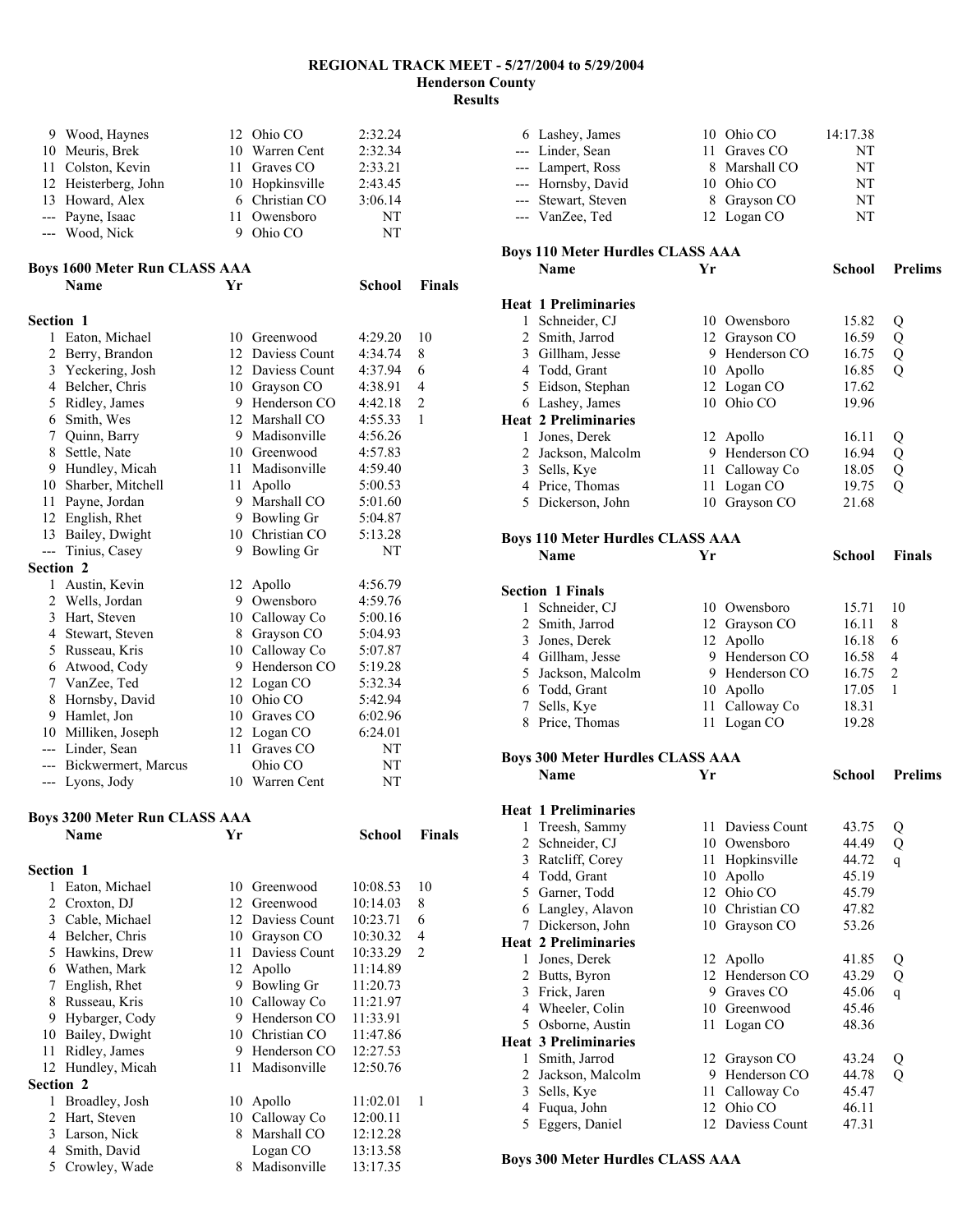# REGIONAL TRACK MEET - 5/27/2004 to 5/29/2004
## Henderson County
## Results

| Place | Name | Yr | School | Time |
|---|---|---|---|---|
| 9 | Wood, Haynes | 12 | Ohio CO | 2:32.24 |
| 10 | Meuris, Brek | 10 | Warren Cent | 2:32.34 |
| 11 | Colston, Kevin | 11 | Graves CO | 2:33.21 |
| 12 | Heisterberg, John | 10 | Hopkinsville | 2:43.45 |
| 13 | Howard, Alex | 6 | Christian CO | 3:06.14 |
| --- | Payne, Isaac | 11 | Owensboro | NT |
| --- | Wood, Nick | 9 | Ohio CO | NT |

### Boys 1600 Meter Run CLASS AAA

| | Name | Yr | School | Finals | |
|---|---|---|---|---|---|
| **Section 1** | | | | | |
| 1 | Eaton, Michael | 10 | Greenwood | 4:29.20 | 10 |
| 2 | Berry, Brandon | 12 | Daviess Count | 4:34.74 | 8 |
| 3 | Yeckering, Josh | 12 | Daviess Count | 4:37.94 | 6 |
| 4 | Belcher, Chris | 10 | Grayson CO | 4:38.91 | 4 |
| 5 | Ridley, James | 9 | Henderson CO | 4:42.18 | 2 |
| 6 | Smith, Wes | 12 | Marshall CO | 4:55.33 | 1 |
| 7 | Quinn, Barry | 9 | Madisonville | 4:56.26 | |
| 8 | Settle, Nate | 10 | Greenwood | 4:57.83 | |
| 9 | Hundley, Micah | 11 | Madisonville | 4:59.40 | |
| 10 | Sharber, Mitchell | 11 | Apollo | 5:00.53 | |
| 11 | Payne, Jordan | 9 | Marshall CO | 5:01.60 | |
| 12 | English, Rhet | 9 | Bowling Gr | 5:04.87 | |
| 13 | Bailey, Dwight | 10 | Christian CO | 5:13.28 | |
| --- | Tinius, Casey | 9 | Bowling Gr | NT | |
| **Section 2** | | | | | |
| 1 | Austin, Kevin | 12 | Apollo | 4:56.79 | |
| 2 | Wells, Jordan | 9 | Owensboro | 4:59.76 | |
| 3 | Hart, Steven | 10 | Calloway Co | 5:00.16 | |
| 4 | Stewart, Steven | 8 | Grayson CO | 5:04.93 | |
| 5 | Russeau, Kris | 10 | Calloway Co | 5:07.87 | |
| 6 | Atwood, Cody | 9 | Henderson CO | 5:19.28 | |
| 7 | VanZee, Ted | 12 | Logan CO | 5:32.34 | |
| 8 | Hornsby, David | 10 | Ohio CO | 5:42.94 | |
| 9 | Hamlet, Jon | 10 | Graves CO | 6:02.96 | |
| 10 | Milliken, Joseph | 12 | Logan CO | 6:24.01 | |
| --- | Linder, Sean | 11 | Graves CO | NT | |
| --- | Bickwermert, Marcus | | Ohio CO | NT | |
| --- | Lyons, Jody | 10 | Warren Cent | NT | |

### Boys 3200 Meter Run CLASS AAA

| | Name | Yr | School | Finals | |
|---|---|---|---|---|---|
| **Section 1** | | | | | |
| 1 | Eaton, Michael | 10 | Greenwood | 10:08.53 | 10 |
| 2 | Croxton, DJ | 12 | Greenwood | 10:14.03 | 8 |
| 3 | Cable, Michael | 12 | Daviess Count | 10:23.71 | 6 |
| 4 | Belcher, Chris | 10 | Grayson CO | 10:30.32 | 4 |
| 5 | Hawkins, Drew | 11 | Daviess Count | 10:33.29 | 2 |
| 6 | Wathen, Mark | 12 | Apollo | 11:14.89 | |
| 7 | English, Rhet | 9 | Bowling Gr | 11:20.73 | |
| 8 | Russeau, Kris | 10 | Calloway Co | 11:21.97 | |
| 9 | Hybarger, Cody | 9 | Henderson CO | 11:33.91 | |
| 10 | Bailey, Dwight | 10 | Christian CO | 11:47.86 | |
| 11 | Ridley, James | 9 | Henderson CO | 12:27.53 | |
| 12 | Hundley, Micah | 11 | Madisonville | 12:50.76 | |
| **Section 2** | | | | | |
| 1 | Broadley, Josh | 10 | Apollo | 11:02.01 | 1 |
| 2 | Hart, Steven | 10 | Calloway Co | 12:00.11 | |
| 3 | Larson, Nick | 8 | Marshall CO | 12:12.28 | |
| 4 | Smith, David | | Logan CO | 13:13.58 | |
| 5 | Crowley, Wade | 8 | Madisonville | 13:17.35 | |
| 6 | Lashey, James | 10 | Ohio CO | 14:17.38 | |
| --- | Linder, Sean | 11 | Graves CO | NT | |
| --- | Lampert, Ross | 8 | Marshall CO | NT | |
| --- | Hornsby, David | 10 | Ohio CO | NT | |
| --- | Stewart, Steven | 8 | Grayson CO | NT | |
| --- | VanZee, Ted | 12 | Logan CO | NT | |

### Boys 110 Meter Hurdles CLASS AAA

| | Name | Yr | School | Prelims | |
|---|---|---|---|---|---|
| **Heat 1 Preliminaries** | | | | | |
| 1 | Schneider, CJ | 10 | Owensboro | 15.82 | Q |
| 2 | Smith, Jarrod | 12 | Grayson CO | 16.59 | Q |
| 3 | Gillham, Jesse | 9 | Henderson CO | 16.75 | Q |
| 4 | Todd, Grant | 10 | Apollo | 16.85 | Q |
| 5 | Eidson, Stephan | 12 | Logan CO | 17.62 | |
| 6 | Lashey, James | 10 | Ohio CO | 19.96 | |
| **Heat 2 Preliminaries** | | | | | |
| 1 | Jones, Derek | 12 | Apollo | 16.11 | Q |
| 2 | Jackson, Malcolm | 9 | Henderson CO | 16.94 | Q |
| 3 | Sells, Kye | 11 | Calloway Co | 18.05 | Q |
| 4 | Price, Thomas | 11 | Logan CO | 19.75 | Q |
| 5 | Dickerson, John | 10 | Grayson CO | 21.68 | |

### Boys 110 Meter Hurdles CLASS AAA

| | Name | Yr | School | Finals | |
|---|---|---|---|---|---|
| **Section 1 Finals** | | | | | |
| 1 | Schneider, CJ | 10 | Owensboro | 15.71 | 10 |
| 2 | Smith, Jarrod | 12 | Grayson CO | 16.11 | 8 |
| 3 | Jones, Derek | 12 | Apollo | 16.18 | 6 |
| 4 | Gillham, Jesse | 9 | Henderson CO | 16.58 | 4 |
| 5 | Jackson, Malcolm | 9 | Henderson CO | 16.75 | 2 |
| 6 | Todd, Grant | 10 | Apollo | 17.05 | 1 |
| 7 | Sells, Kye | 11 | Calloway Co | 18.31 | |
| 8 | Price, Thomas | 11 | Logan CO | 19.28 | |

### Boys 300 Meter Hurdles CLASS AAA

| | Name | Yr | School | Prelims | |
|---|---|---|---|---|---|
| **Heat 1 Preliminaries** | | | | | |
| 1 | Treesh, Sammy | 11 | Daviess Count | 43.75 | Q |
| 2 | Schneider, CJ | 10 | Owensboro | 44.49 | Q |
| 3 | Ratcliff, Corey | 11 | Hopkinsville | 44.72 | q |
| 4 | Todd, Grant | 10 | Apollo | 45.19 | |
| 5 | Garner, Todd | 12 | Ohio CO | 45.79 | |
| 6 | Langley, Alavon | 10 | Christian CO | 47.82 | |
| 7 | Dickerson, John | 10 | Grayson CO | 53.26 | |
| **Heat 2 Preliminaries** | | | | | |
| 1 | Jones, Derek | 12 | Apollo | 41.85 | Q |
| 2 | Butts, Byron | 12 | Henderson CO | 43.29 | Q |
| 3 | Frick, Jaren | 9 | Graves CO | 45.06 | q |
| 4 | Wheeler, Colin | 10 | Greenwood | 45.46 | |
| 5 | Osborne, Austin | 11 | Logan CO | 48.36 | |
| **Heat 3 Preliminaries** | | | | | |
| 1 | Smith, Jarrod | 12 | Grayson CO | 43.24 | Q |
| 2 | Jackson, Malcolm | 9 | Henderson CO | 44.78 | Q |
| 3 | Sells, Kye | 11 | Calloway Co | 45.47 | |
| 4 | Fuqua, John | 12 | Ohio CO | 46.11 | |
| 5 | Eggers, Daniel | 12 | Daviess Count | 47.31 | |

### Boys 300 Meter Hurdles CLASS AAA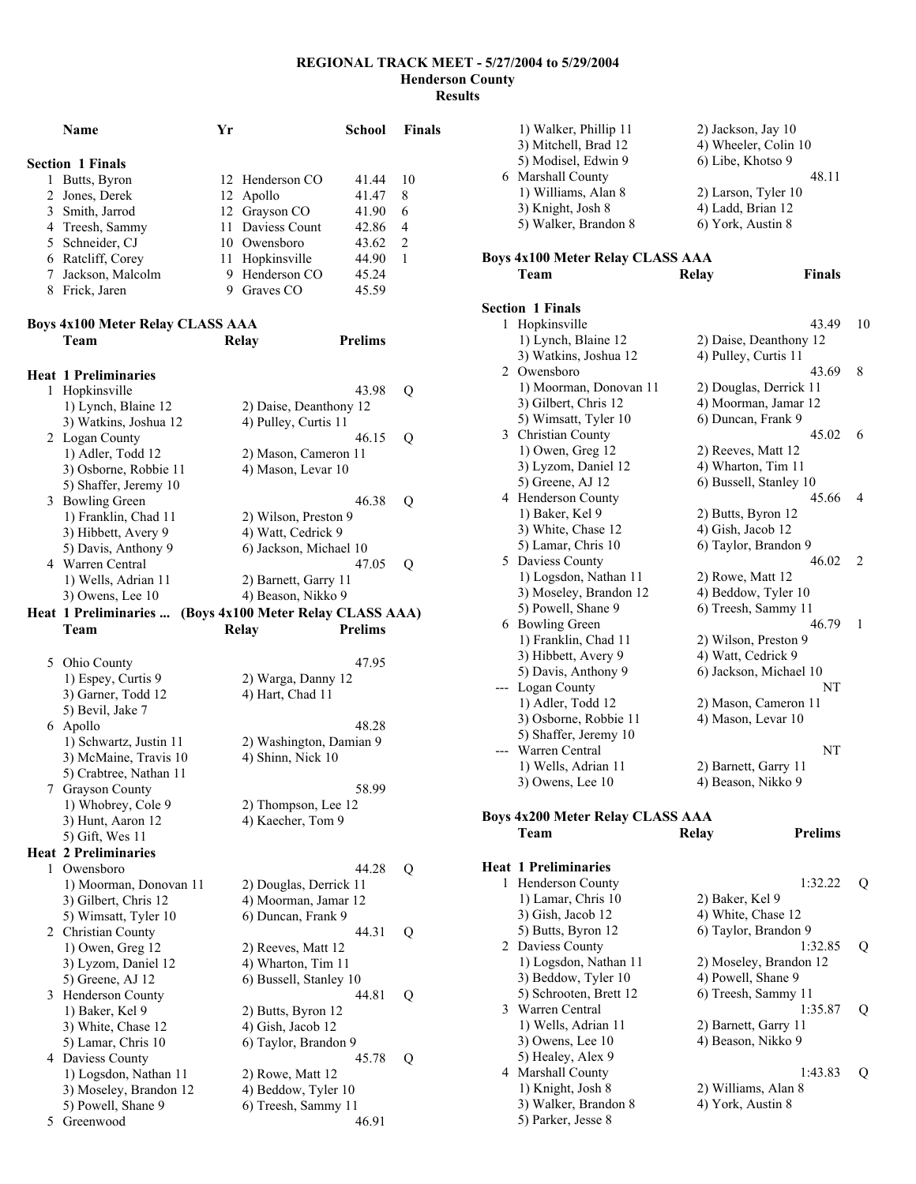**REGIONAL TRACK MEET - 5/27/2004 to 5/29/2004**
**Henderson County**
**Results**

| | Name | Yr | School | Finals | |
|---|---|---|---|---|---|
| **Section 1 Finals** | | | | | |
| 1 | Butts, Byron | 12 | Henderson CO | 41.44 | 10 |
| 2 | Jones, Derek | 12 | Apollo | 41.47 | 8 |
| 3 | Smith, Jarrod | 12 | Grayson CO | 41.90 | 6 |
| 4 | Treesh, Sammy | 11 | Daviess Count | 42.86 | 4 |
| 5 | Schneider, CJ | 10 | Owensboro | 43.62 | 2 |
| 6 | Ratcliff, Corey | 11 | Hopkinsville | 44.90 | 1 |
| 7 | Jackson, Malcolm | 9 | Henderson CO | 45.24 | |
| 8 | Frick, Jaren | 9 | Graves CO | 45.59 | |

**Boys 4x100 Meter Relay CLASS AAA**

| | Team | Relay | Prelims | |
|---|---|---|---|---|
| **Heat 1 Preliminaries** | | | | |
| 1 | Hopkinsville | | 43.98 | Q |
| | 1) Lynch, Blaine 12 | 2) Daise, Deanthony 12 | | |
| | 3) Watkins, Joshua 12 | 4) Pulley, Curtis 11 | | |
| 2 | Logan County | | 46.15 | Q |
| | 1) Adler, Todd 12 | 2) Mason, Cameron 11 | | |
| | 3) Osborne, Robbie 11 | 4) Mason, Levar 10 | | |
| | 5) Shaffer, Jeremy 10 | | | |
| 3 | Bowling Green | | 46.38 | Q |
| | 1) Franklin, Chad 11 | 2) Wilson, Preston 9 | | |
| | 3) Hibbett, Avery 9 | 4) Watt, Cedrick 9 | | |
| | 5) Davis, Anthony 9 | 6) Jackson, Michael 10 | | |
| 4 | Warren Central | | 47.05 | Q |
| | 1) Wells, Adrian 11 | 2) Barnett, Garry 11 | | |
| | 3) Owens, Lee 10 | 4) Beason, Nikko 9 | | |

**Heat 1 Preliminaries ... (Boys 4x100 Meter Relay CLASS AAA)**

| | Team | Relay | Prelims | |
|---|---|---|---|---|
| 5 | Ohio County | | 47.95 | |
| | 1) Espey, Curtis 9 | 2) Warga, Danny 12 | | |
| | 3) Garner, Todd 12 | 4) Hart, Chad 11 | | |
| | 5) Bevil, Jake 7 | | | |
| 6 | Apollo | | 48.28 | |
| | 1) Schwartz, Justin 11 | 2) Washington, Damian 9 | | |
| | 3) McMaine, Travis 10 | 4) Shinn, Nick 10 | | |
| | 5) Crabtree, Nathan 11 | | | |
| 7 | Grayson County | | 58.99 | |
| | 1) Whobrey, Cole 9 | 2) Thompson, Lee 12 | | |
| | 3) Hunt, Aaron 12 | 4) Kaecher, Tom 9 | | |
| | 5) Gift, Wes 11 | | | |
| **Heat 2 Preliminaries** | | | | |
| 1 | Owensboro | | 44.28 | Q |
| | 1) Moorman, Donovan 11 | 2) Douglas, Derrick 11 | | |
| | 3) Gilbert, Chris 12 | 4) Moorman, Jamar 12 | | |
| | 5) Wimsatt, Tyler 10 | 6) Duncan, Frank 9 | | |
| 2 | Christian County | | 44.31 | Q |
| | 1) Owen, Greg 12 | 2) Reeves, Matt 12 | | |
| | 3) Lyzom, Daniel 12 | 4) Wharton, Tim 11 | | |
| | 5) Greene, AJ 12 | 6) Bussell, Stanley 10 | | |
| 3 | Henderson County | | 44.81 | Q |
| | 1) Baker, Kel 9 | 2) Butts, Byron 12 | | |
| | 3) White, Chase 12 | 4) Gish, Jacob 12 | | |
| | 5) Lamar, Chris 10 | 6) Taylor, Brandon 9 | | |
| 4 | Daviess County | | 45.78 | Q |
| | 1) Logsdon, Nathan 11 | 2) Rowe, Matt 12 | | |
| | 3) Moseley, Brandon 12 | 4) Beddow, Tyler 10 | | |
| | 5) Powell, Shane 9 | 6) Treesh, Sammy 11 | | |
| 5 | Greenwood | | 46.91 | |
| | 1) Walker, Phillip 11 | 2) Jackson, Jay 10 | | |
| | 3) Mitchell, Brad 12 | 4) Wheeler, Colin 10 | | |
| | 5) Modisel, Edwin 9 | 6) Libe, Khotso 9 | | |
| 6 | Marshall County | | 48.11 | |
| | 1) Williams, Alan 8 | 2) Larson, Tyler 10 | | |
| | 3) Knight, Josh 8 | 4) Ladd, Brian 12 | | |
| | 5) Walker, Brandon 8 | 6) York, Austin 8 | | |

**Boys 4x100 Meter Relay CLASS AAA**

| | Team | Relay | Finals | |
|---|---|---|---|---|
| **Section 1 Finals** | | | | |
| 1 | Hopkinsville | | 43.49 | 10 |
| | 1) Lynch, Blaine 12 | 2) Daise, Deanthony 12 | | |
| | 3) Watkins, Joshua 12 | 4) Pulley, Curtis 11 | | |
| 2 | Owensboro | | 43.69 | 8 |
| | 1) Moorman, Donovan 11 | 2) Douglas, Derrick 11 | | |
| | 3) Gilbert, Chris 12 | 4) Moorman, Jamar 12 | | |
| | 5) Wimsatt, Tyler 10 | 6) Duncan, Frank 9 | | |
| 3 | Christian County | | 45.02 | 6 |
| | 1) Owen, Greg 12 | 2) Reeves, Matt 12 | | |
| | 3) Lyzom, Daniel 12 | 4) Wharton, Tim 11 | | |
| | 5) Greene, AJ 12 | 6) Bussell, Stanley 10 | | |
| 4 | Henderson County | | 45.66 | 4 |
| | 1) Baker, Kel 9 | 2) Butts, Byron 12 | | |
| | 3) White, Chase 12 | 4) Gish, Jacob 12 | | |
| | 5) Lamar, Chris 10 | 6) Taylor, Brandon 9 | | |
| 5 | Daviess County | | 46.02 | 2 |
| | 1) Logsdon, Nathan 11 | 2) Rowe, Matt 12 | | |
| | 3) Moseley, Brandon 12 | 4) Beddow, Tyler 10 | | |
| | 5) Powell, Shane 9 | 6) Treesh, Sammy 11 | | |
| 6 | Bowling Green | | 46.79 | 1 |
| | 1) Franklin, Chad 11 | 2) Wilson, Preston 9 | | |
| | 3) Hibbett, Avery 9 | 4) Watt, Cedrick 9 | | |
| | 5) Davis, Anthony 9 | 6) Jackson, Michael 10 | | |
| --- | Logan County | | NT | |
| | 1) Adler, Todd 12 | 2) Mason, Cameron 11 | | |
| | 3) Osborne, Robbie 11 | 4) Mason, Levar 10 | | |
| | 5) Shaffer, Jeremy 10 | | | |
| --- | Warren Central | | NT | |
| | 1) Wells, Adrian 11 | 2) Barnett, Garry 11 | | |
| | 3) Owens, Lee 10 | 4) Beason, Nikko 9 | | |

**Boys 4x200 Meter Relay CLASS AAA**

| | Team | Relay | Prelims | |
|---|---|---|---|---|
| **Heat 1 Preliminaries** | | | | |
| 1 | Henderson County | | 1:32.22 | Q |
| | 1) Lamar, Chris 10 | 2) Baker, Kel 9 | | |
| | 3) Gish, Jacob 12 | 4) White, Chase 12 | | |
| | 5) Butts, Byron 12 | 6) Taylor, Brandon 9 | | |
| 2 | Daviess County | | 1:32.85 | Q |
| | 1) Logsdon, Nathan 11 | 2) Moseley, Brandon 12 | | |
| | 3) Beddow, Tyler 10 | 4) Powell, Shane 9 | | |
| | 5) Schrooten, Brett 12 | 6) Treesh, Sammy 11 | | |
| 3 | Warren Central | | 1:35.87 | Q |
| | 1) Wells, Adrian 11 | 2) Barnett, Garry 11 | | |
| | 3) Owens, Lee 10 | 4) Beason, Nikko 9 | | |
| | 5) Healey, Alex 9 | | | |
| 4 | Marshall County | | 1:43.83 | Q |
| | 1) Knight, Josh 8 | 2) Williams, Alan 8 | | |
| | 3) Walker, Brandon 8 | 4) York, Austin 8 | | |
| | 5) Parker, Jesse 8 | | | |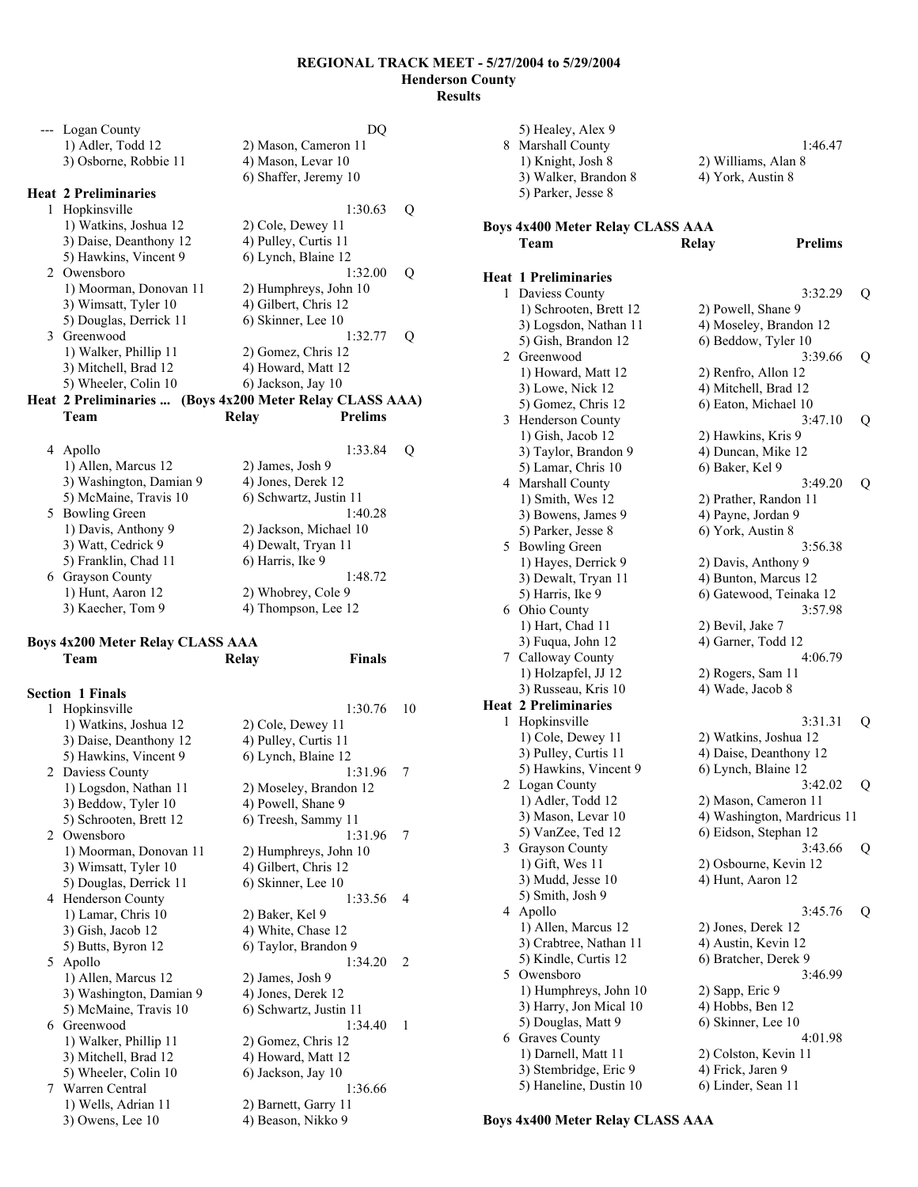# REGIONAL TRACK MEET - 5/27/2004 to 5/29/2004
## Henderson County
## Results

--- Logan County DQ
1) Adler, Todd 12 | 2) Mason, Cameron 11
3) Osborne, Robbie 11 | 4) Mason, Levar 10
6) Shaffer, Jeremy 10

**Heat 2 Preliminaries**

1 Hopkinsville 1:30.63 Q
1) Watkins, Joshua 12 | 2) Cole, Dewey 11
3) Daise, Deanthony 12 | 4) Pulley, Curtis 11
5) Hawkins, Vincent 9 | 6) Lynch, Blaine 12

2 Owensboro 1:32.00 Q
1) Moorman, Donovan 11 | 2) Humphreys, John 10
3) Wimsatt, Tyler 10 | 4) Gilbert, Chris 12
5) Douglas, Derrick 11 | 6) Skinner, Lee 10

3 Greenwood 1:32.77 Q
1) Walker, Phillip 11 | 2) Gomez, Chris 12
3) Mitchell, Brad 12 | 4) Howard, Matt 12
5) Wheeler, Colin 10 | 6) Jackson, Jay 10

**Heat 2 Preliminaries ... (Boys 4x200 Meter Relay CLASS AAA)**

Team | Relay | Prelims

4 Apollo 1:33.84 Q
1) Allen, Marcus 12 | 2) James, Josh 9
3) Washington, Damian 9 | 4) Jones, Derek 12
5) McMaine, Travis 10 | 6) Schwartz, Justin 11

5 Bowling Green 1:40.28
1) Davis, Anthony 9 | 2) Jackson, Michael 10
3) Watt, Cedrick 9 | 4) Dewalt, Tryan 11
5) Franklin, Chad 11 | 6) Harris, Ike 9

6 Grayson County 1:48.72
1) Hunt, Aaron 12 | 2) Whobrey, Cole 9
3) Kaecher, Tom 9 | 4) Thompson, Lee 12

### Boys 4x200 Meter Relay CLASS AAA

Team | Relay | Finals

**Section 1 Finals**

1 Hopkinsville 1:30.76 10
1) Watkins, Joshua 12 | 2) Cole, Dewey 11
3) Daise, Deanthony 12 | 4) Pulley, Curtis 11
5) Hawkins, Vincent 9 | 6) Lynch, Blaine 12

2 Daviess County 1:31.96 7
1) Logsdon, Nathan 11 | 2) Moseley, Brandon 12
3) Beddow, Tyler 10 | 4) Powell, Shane 9
5) Schrooten, Brett 12 | 6) Treesh, Sammy 11

2 Owensboro 1:31.96 7
1) Moorman, Donovan 11 | 2) Humphreys, John 10
3) Wimsatt, Tyler 10 | 4) Gilbert, Chris 12
5) Douglas, Derrick 11 | 6) Skinner, Lee 10

4 Henderson County 1:33.56 4
1) Lamar, Chris 10 | 2) Baker, Kel 9
3) Gish, Jacob 12 | 4) White, Chase 12
5) Butts, Byron 12 | 6) Taylor, Brandon 9

5 Apollo 1:34.20 2
1) Allen, Marcus 12 | 2) James, Josh 9
3) Washington, Damian 9 | 4) Jones, Derek 12
5) McMaine, Travis 10 | 6) Schwartz, Justin 11

6 Greenwood 1:34.40 1
1) Walker, Phillip 11 | 2) Gomez, Chris 12
3) Mitchell, Brad 12 | 4) Howard, Matt 12
5) Wheeler, Colin 10 | 6) Jackson, Jay 10

7 Warren Central 1:36.66
1) Wells, Adrian 11 | 2) Barnett, Garry 11
3) Owens, Lee 10 | 4) Beason, Nikko 9
5) Healey, Alex 9

8 Marshall County 1:46.47
1) Knight, Josh 8 | 2) Williams, Alan 8
3) Walker, Brandon 8 | 4) York, Austin 8
5) Parker, Jesse 8

### Boys 4x400 Meter Relay CLASS AAA

Team | Relay | Prelims

**Heat 1 Preliminaries**

1 Daviess County 3:32.29 Q
1) Schrooten, Brett 12 | 2) Powell, Shane 9
3) Logsdon, Nathan 11 | 4) Moseley, Brandon 12
5) Gish, Brandon 12 | 6) Beddow, Tyler 10

2 Greenwood 3:39.66 Q
1) Howard, Matt 12 | 2) Renfro, Allon 12
3) Lowe, Nick 12 | 4) Mitchell, Brad 12
5) Gomez, Chris 12 | 6) Eaton, Michael 10

3 Henderson County 3:47.10 Q
1) Gish, Jacob 12 | 2) Hawkins, Kris 9
3) Taylor, Brandon 9 | 4) Duncan, Mike 12
5) Lamar, Chris 10 | 6) Baker, Kel 9

4 Marshall County 3:49.20 Q
1) Smith, Wes 12 | 2) Prather, Randon 11
3) Bowens, James 9 | 4) Payne, Jordan 9
5) Parker, Jesse 8 | 6) York, Austin 8

5 Bowling Green 3:56.38
1) Hayes, Derrick 9 | 2) Davis, Anthony 9
3) Dewalt, Tryan 11 | 4) Bunton, Marcus 12
5) Harris, Ike 9 | 6) Gatewood, Teinaka 12

6 Ohio County 3:57.98
1) Hart, Chad 11 | 2) Bevil, Jake 7
3) Fuqua, John 12 | 4) Garner, Todd 12

7 Calloway County 4:06.79
1) Holzapfel, JJ 12 | 2) Rogers, Sam 11
3) Russeau, Kris 10 | 4) Wade, Jacob 8

**Heat 2 Preliminaries**

1 Hopkinsville 3:31.31 Q
1) Cole, Dewey 11 | 2) Watkins, Joshua 12
3) Pulley, Curtis 11 | 4) Daise, Deanthony 12
5) Hawkins, Vincent 9 | 6) Lynch, Blaine 12

2 Logan County 3:42.02 Q
1) Adler, Todd 12 | 2) Mason, Cameron 11
3) Mason, Levar 10 | 4) Washington, Mardricus 11
5) VanZee, Ted 12 | 6) Eidson, Stephan 12

3 Grayson County 3:43.66 Q
1) Gift, Wes 11 | 2) Osbourne, Kevin 12
3) Mudd, Jesse 10 | 4) Hunt, Aaron 12
5) Smith, Josh 9

4 Apollo 3:45.76 Q
1) Allen, Marcus 12 | 2) Jones, Derek 12
3) Crabtree, Nathan 11 | 4) Austin, Kevin 12
5) Kindle, Curtis 12 | 6) Bratcher, Derek 9

5 Owensboro 3:46.99
1) Humphreys, John 10 | 2) Sapp, Eric 9
3) Harry, Jon Mical 10 | 4) Hobbs, Ben 12
5) Douglas, Matt 9 | 6) Skinner, Lee 10

6 Graves County 4:01.98
1) Darnell, Matt 11 | 2) Colston, Kevin 11
3) Stembridge, Eric 9 | 4) Frick, Jaren 9
5) Haneline, Dustin 10 | 6) Linder, Sean 11

### Boys 4x400 Meter Relay CLASS AAA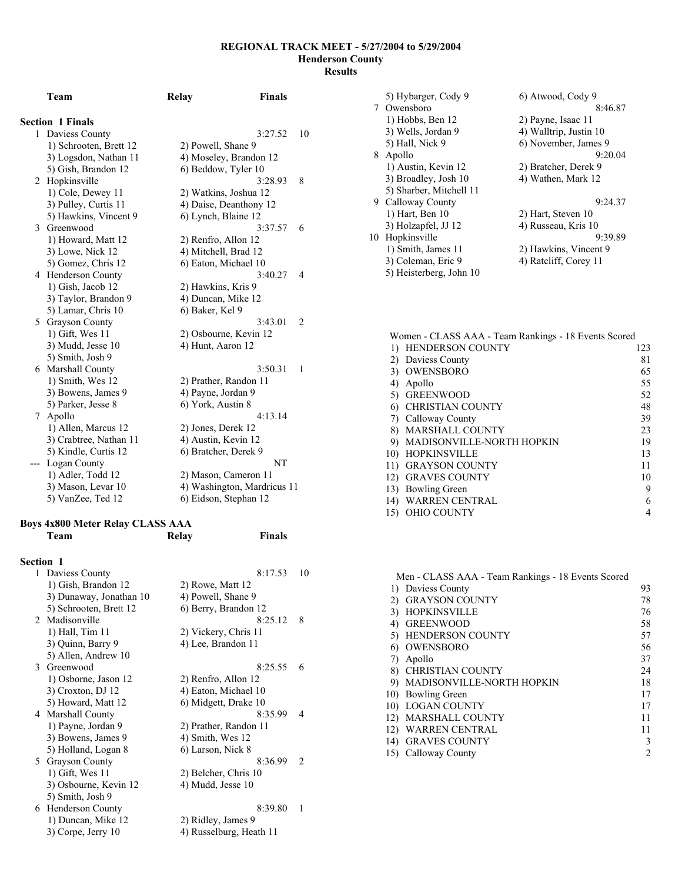**REGIONAL TRACK MEET - 5/27/2004 to 5/29/2004**
**Henderson County**
**Results**

| Team | Relay | Finals | |
|---|---|---|---|

**Section 1 Finals**

1 Daviess County — 3:27.52 — 10
1) Schrooten, Brett 12 — 2) Powell, Shane 9
3) Logsdon, Nathan 11 — 4) Moseley, Brandon 12
5) Gish, Brandon 12 — 6) Beddow, Tyler 10

2 Hopkinsville — 3:28.93 — 8
1) Cole, Dewey 11 — 2) Watkins, Joshua 12
3) Pulley, Curtis 11 — 4) Daise, Deanthony 12
5) Hawkins, Vincent 9 — 6) Lynch, Blaine 12

3 Greenwood — 3:37.57 — 6
1) Howard, Matt 12 — 2) Renfro, Allon 12
3) Lowe, Nick 12 — 4) Mitchell, Brad 12
5) Gomez, Chris 12 — 6) Eaton, Michael 10

4 Henderson County — 3:40.27 — 4
1) Gish, Jacob 12 — 2) Hawkins, Kris 9
3) Taylor, Brandon 9 — 4) Duncan, Mike 12
5) Lamar, Chris 10 — 6) Baker, Kel 9

5 Grayson County — 3:43.01 — 2
1) Gift, Wes 11 — 2) Osbourne, Kevin 12
3) Mudd, Jesse 10 — 4) Hunt, Aaron 12
5) Smith, Josh 9

6 Marshall County — 3:50.31 — 1
1) Smith, Wes 12 — 2) Prather, Randon 11
3) Bowens, James 9 — 4) Payne, Jordan 9
5) Parker, Jesse 8 — 6) York, Austin 8

7 Apollo — 4:13.14
1) Allen, Marcus 12 — 2) Jones, Derek 12
3) Crabtree, Nathan 11 — 4) Austin, Kevin 12
5) Kindle, Curtis 12 — 6) Bratcher, Derek 9

--- Logan County — NT
1) Adler, Todd 12 — 2) Mason, Cameron 11
3) Mason, Levar 10 — 4) Washington, Mardricus 11
5) VanZee, Ted 12 — 6) Eidson, Stephan 12

**Boys 4x800 Meter Relay CLASS AAA**

| Team | Relay | Finals | |
|---|---|---|---|

**Section 1**

1 Daviess County — 8:17.53 — 10
1) Gish, Brandon 12 — 2) Rowe, Matt 12
3) Dunaway, Jonathan 10 — 4) Powell, Shane 9
5) Schrooten, Brett 12 — 6) Berry, Brandon 12

2 Madisonville — 8:25.12 — 8
1) Hall, Tim 11 — 2) Vickery, Chris 11
3) Quinn, Barry 9 — 4) Lee, Brandon 11
5) Allen, Andrew 10

3 Greenwood — 8:25.55 — 6
1) Osborne, Jason 12 — 2) Renfro, Allon 12
3) Croxton, DJ 12 — 4) Eaton, Michael 10
5) Howard, Matt 12 — 6) Midgett, Drake 10

4 Marshall County — 8:35.99 — 4
1) Payne, Jordan 9 — 2) Prather, Randon 11
3) Bowens, James 9 — 4) Smith, Wes 12
5) Holland, Logan 8 — 6) Larson, Nick 8

5 Grayson County — 8:36.99 — 2
1) Gift, Wes 11 — 2) Belcher, Chris 10
3) Osbourne, Kevin 12 — 4) Mudd, Jesse 10
5) Smith, Josh 9

6 Henderson County — 8:39.80 — 1
1) Duncan, Mike 12 — 2) Ridley, James 9
3) Corpe, Jerry 10 — 4) Russelburg, Heath 11
5) Hybarger, Cody 9 — 6) Atwood, Cody 9

7 Owensboro — 8:46.87
1) Hobbs, Ben 12 — 2) Payne, Isaac 11
3) Wells, Jordan 9 — 4) Walltrip, Justin 10
5) Hall, Nick 9 — 6) November, James 9

8 Apollo — 9:20.04
1) Austin, Kevin 12 — 2) Bratcher, Derek 9
3) Broadley, Josh 10 — 4) Wathen, Mark 12
5) Sharber, Mitchell 11

9 Calloway County — 9:24.37
1) Hart, Ben 10 — 2) Hart, Steven 10
3) Holzapfel, JJ 12 — 4) Russeau, Kris 10

10 Hopkinsville — 9:39.89
1) Smith, James 11 — 2) Hawkins, Vincent 9
3) Coleman, Eric 9 — 4) Ratcliff, Corey 11
5) Heisterberg, John 10

Women - CLASS AAA - Team Rankings - 18 Events Scored

| | | |
|---|---|---|
| 1) | HENDERSON COUNTY | 123 |
| 2) | Daviess County | 81 |
| 3) | OWENSBORO | 65 |
| 4) | Apollo | 55 |
| 5) | GREENWOOD | 52 |
| 6) | CHRISTIAN COUNTY | 48 |
| 7) | Calloway County | 39 |
| 8) | MARSHALL COUNTY | 23 |
| 9) | MADISONVILLE-NORTH HOPKIN | 19 |
| 10) | HOPKINSVILLE | 13 |
| 11) | GRAYSON COUNTY | 11 |
| 12) | GRAVES COUNTY | 10 |
| 13) | Bowling Green | 9 |
| 14) | WARREN CENTRAL | 6 |
| 15) | OHIO COUNTY | 4 |

Men - CLASS AAA - Team Rankings - 18 Events Scored

| | | |
|---|---|---|
| 1) | Daviess County | 93 |
| 2) | GRAYSON COUNTY | 78 |
| 3) | HOPKINSVILLE | 76 |
| 4) | GREENWOOD | 58 |
| 5) | HENDERSON COUNTY | 57 |
| 6) | OWENSBORO | 56 |
| 7) | Apollo | 37 |
| 8) | CHRISTIAN COUNTY | 24 |
| 9) | MADISONVILLE-NORTH HOPKIN | 18 |
| 10) | Bowling Green | 17 |
| 10) | LOGAN COUNTY | 17 |
| 12) | MARSHALL COUNTY | 11 |
| 12) | WARREN CENTRAL | 11 |
| 14) | GRAVES COUNTY | 3 |
| 15) | Calloway County | 2 |